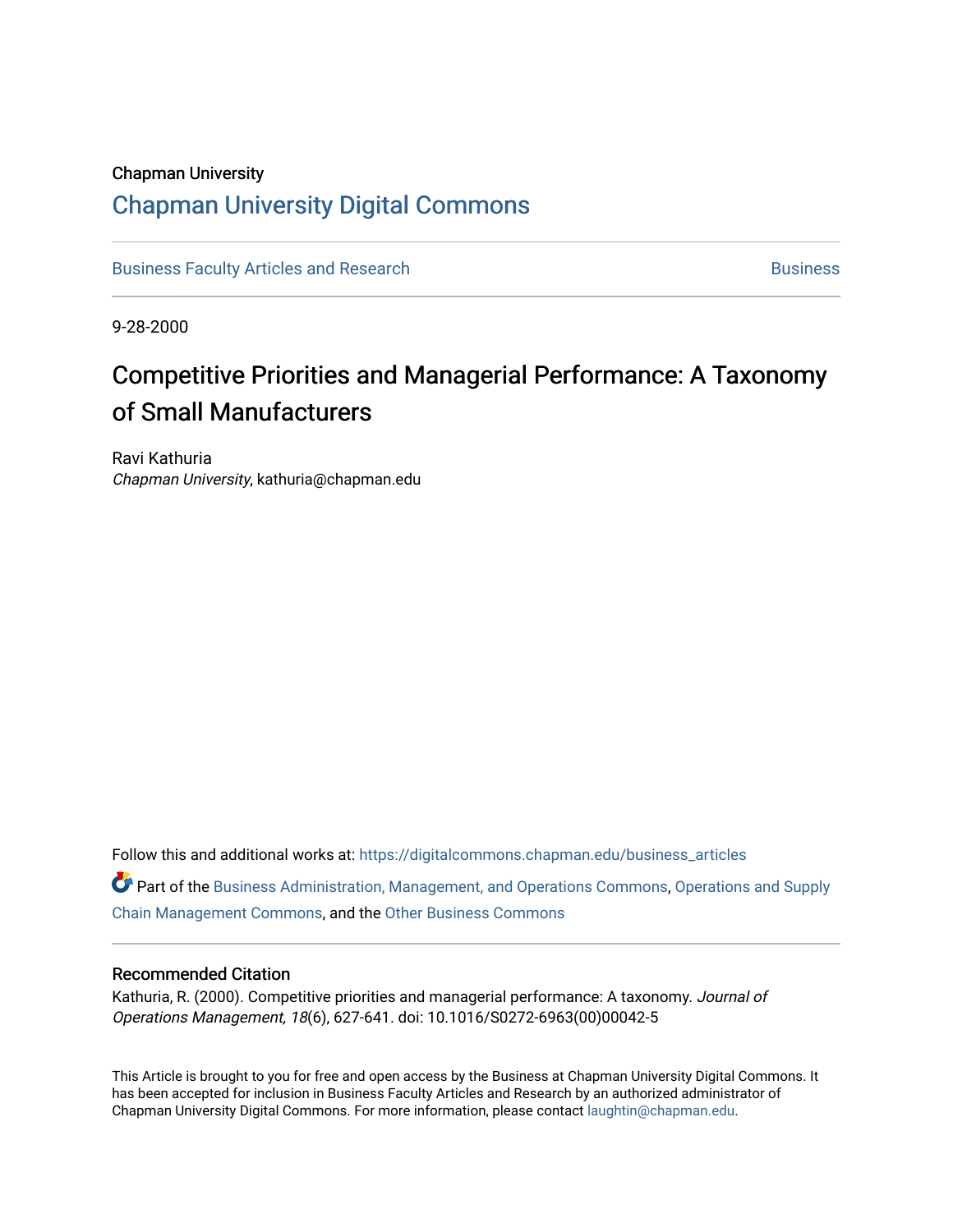Chapman University

# Chapman University Digital Commons

Business Faculty Articles and Research | Business

9-28-2000

## Competitive Priorities and Managerial Performance: A Taxonomy of Small Manufacturers

Ravi Kathuria
*Chapman University*, kathuria@chapman.edu

Follow this and additional works at: https://digitalcommons.chapman.edu/business_articles

Part of the Business Administration, Management, and Operations Commons, Operations and Supply Chain Management Commons, and the Other Business Commons

### Recommended Citation

Kathuria, R. (2000). Competitive priorities and managerial performance: A taxonomy. *Journal of Operations Management, 18*(6), 627-641. doi: 10.1016/S0272-6963(00)00042-5

This Article is brought to you for free and open access by the Business at Chapman University Digital Commons. It has been accepted for inclusion in Business Faculty Articles and Research by an authorized administrator of Chapman University Digital Commons. For more information, please contact laughtin@chapman.edu.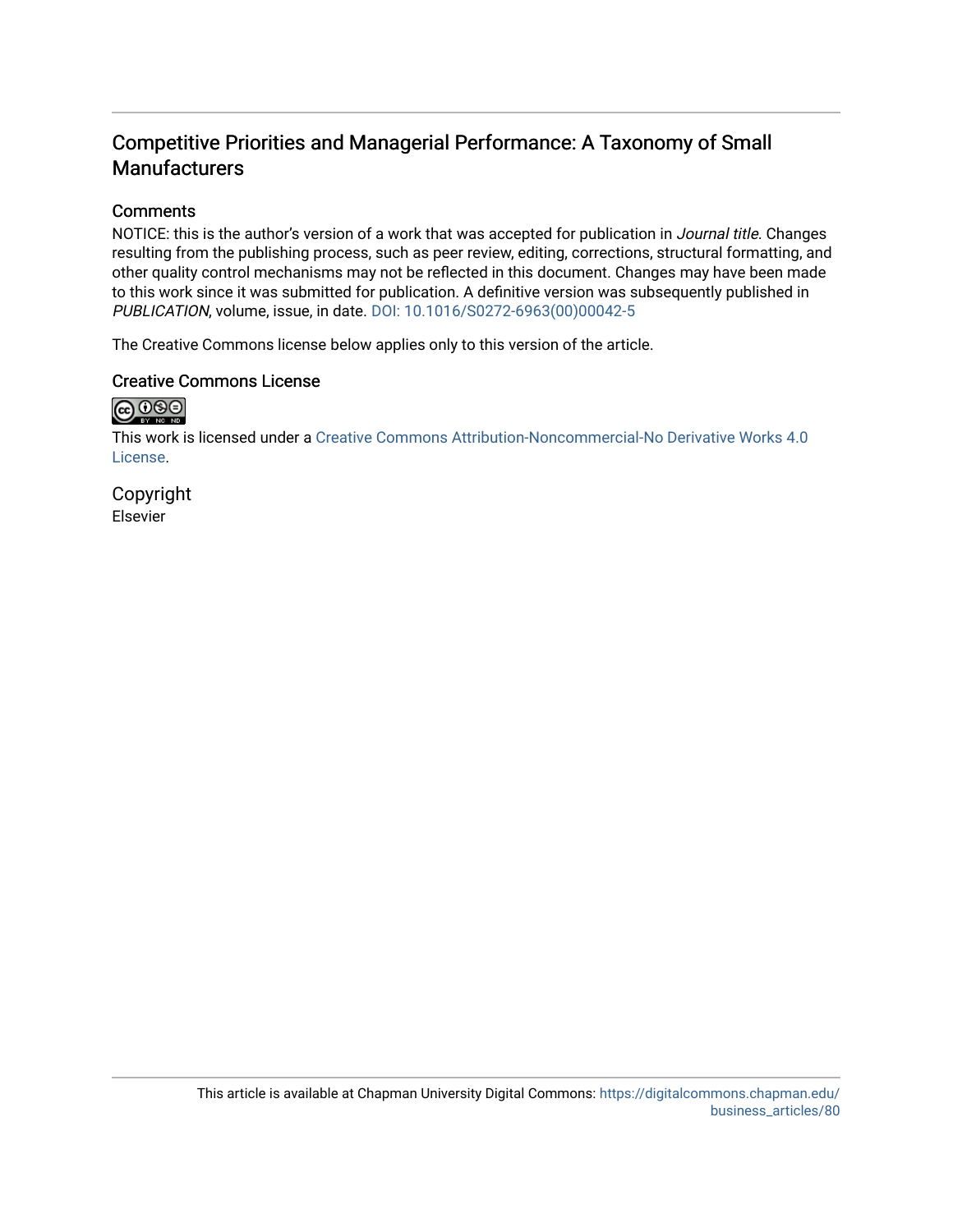# Competitive Priorities and Managerial Performance: A Taxonomy of Small Manufacturers

## Comments

NOTICE: this is the author's version of a work that was accepted for publication in *Journal title*. Changes resulting from the publishing process, such as peer review, editing, corrections, structural formatting, and other quality control mechanisms may not be reflected in this document. Changes may have been made to this work since it was submitted for publication. A definitive version was subsequently published in *PUBLICATION*, volume, issue, in date. DOI: 10.1016/S0272-6963(00)00042-5

The Creative Commons license below applies only to this version of the article.

## Creative Commons License

This work is licensed under a Creative Commons Attribution-Noncommercial-No Derivative Works 4.0 License.

## Copyright

Elsevier

This article is available at Chapman University Digital Commons: https://digitalcommons.chapman.edu/business_articles/80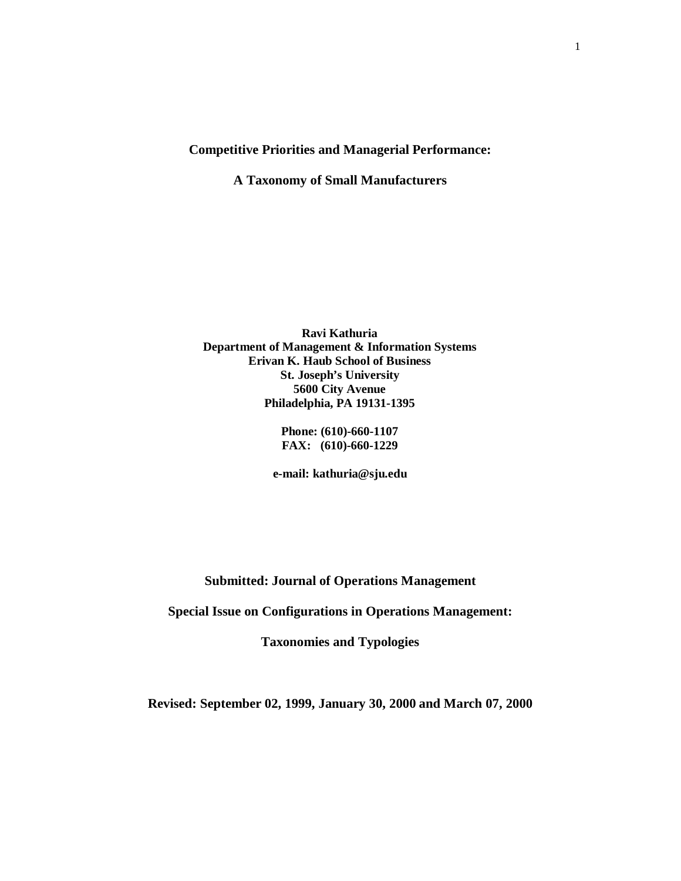**Competitive Priorities and Managerial Performance:**

**A Taxonomy of Small Manufacturers**

**Ravi Kathuria**
**Department of Management & Information Systems**
**Erivan K. Haub School of Business**
**St. Joseph's University**
**5600 City Avenue**
**Philadelphia, PA 19131-1395**

**Phone: (610)-660-1107**
**FAX: (610)-660-1229**

**e-mail: kathuria@sju.edu**

**Submitted: Journal of Operations Management**

**Special Issue on Configurations in Operations Management:**

**Taxonomies and Typologies**

**Revised: September 02, 1999, January 30, 2000 and March 07, 2000**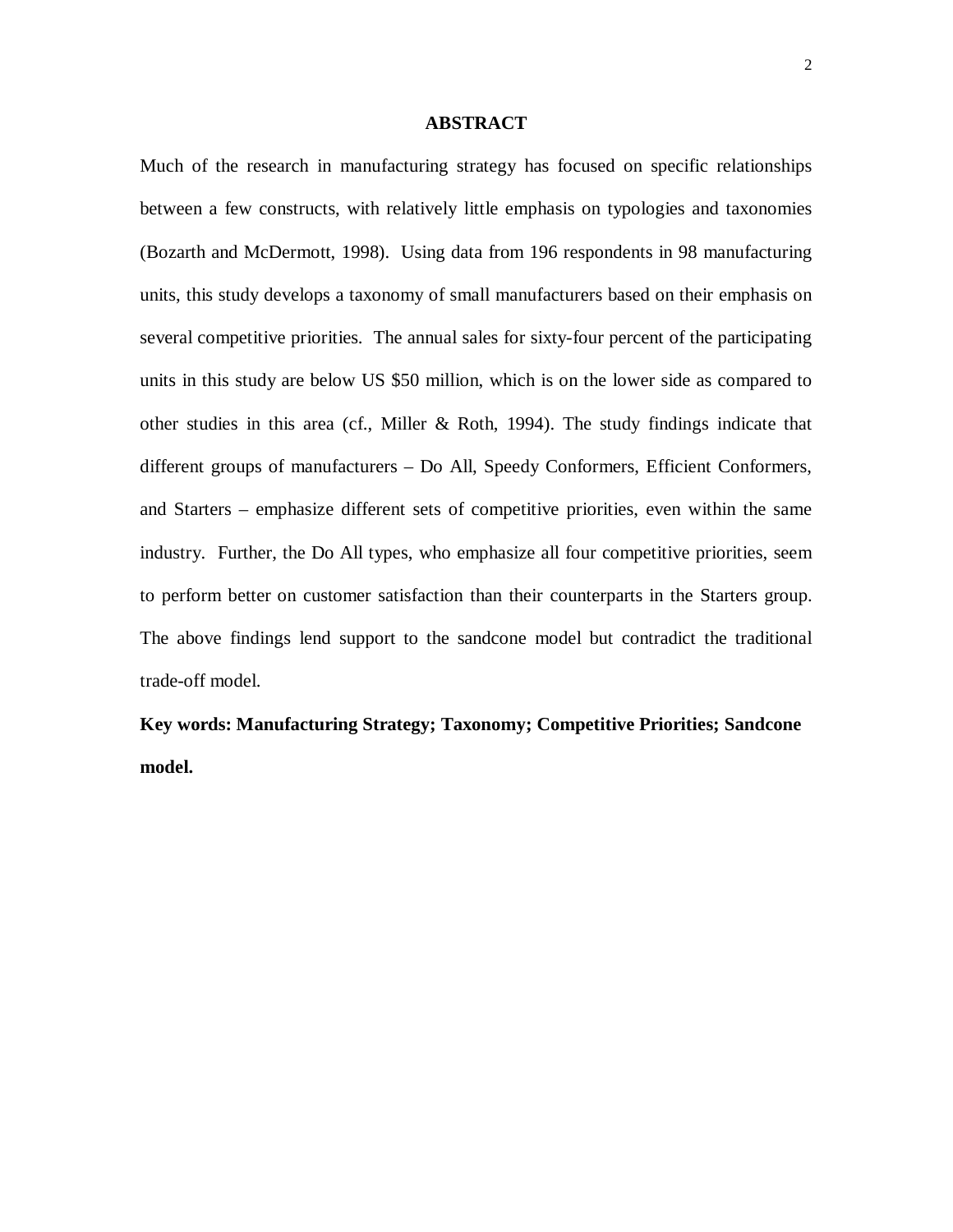## ABSTRACT

Much of the research in manufacturing strategy has focused on specific relationships between a few constructs, with relatively little emphasis on typologies and taxonomies (Bozarth and McDermott, 1998). Using data from 196 respondents in 98 manufacturing units, this study develops a taxonomy of small manufacturers based on their emphasis on several competitive priorities. The annual sales for sixty-four percent of the participating units in this study are below US $50 million, which is on the lower side as compared to other studies in this area (cf., Miller & Roth, 1994). The study findings indicate that different groups of manufacturers – Do All, Speedy Conformers, Efficient Conformers, and Starters – emphasize different sets of competitive priorities, even within the same industry. Further, the Do All types, who emphasize all four competitive priorities, seem to perform better on customer satisfaction than their counterparts in the Starters group. The above findings lend support to the sandcone model but contradict the traditional trade-off model.

**Key words: Manufacturing Strategy; Taxonomy; Competitive Priorities; Sandcone model.**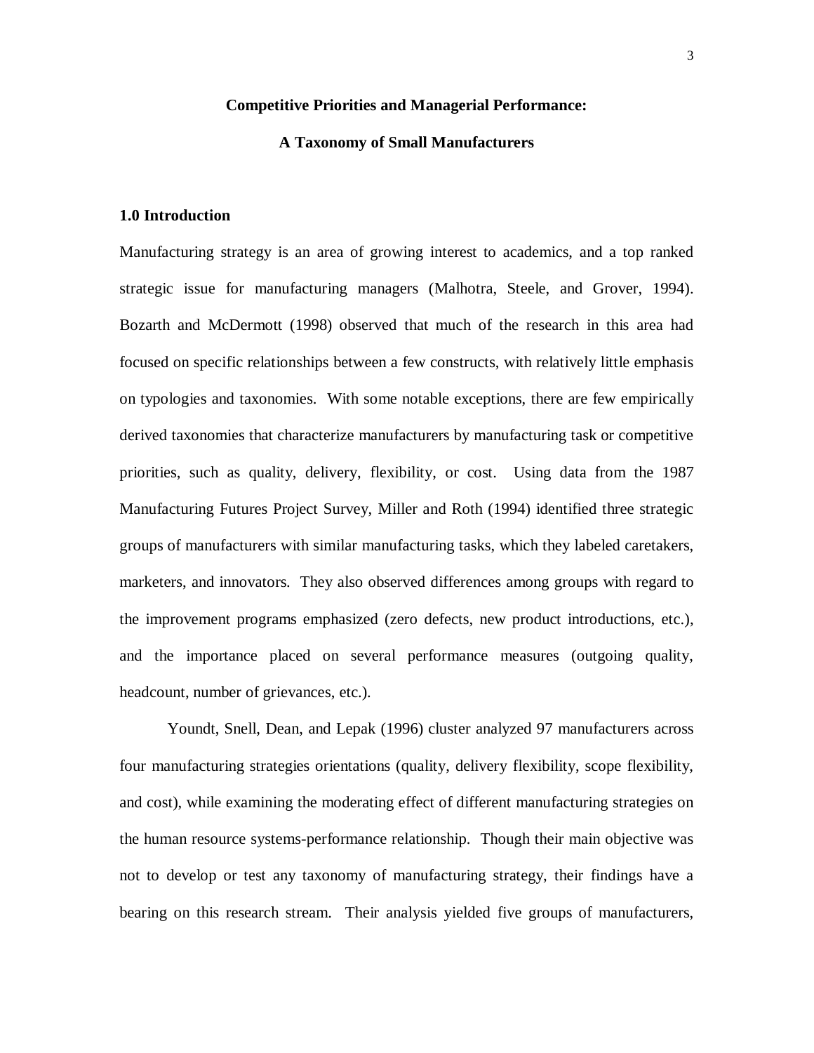**Competitive Priorities and Managerial Performance:**

**A Taxonomy of Small Manufacturers**

## 1.0 Introduction

Manufacturing strategy is an area of growing interest to academics, and a top ranked strategic issue for manufacturing managers (Malhotra, Steele, and Grover, 1994). Bozarth and McDermott (1998) observed that much of the research in this area had focused on specific relationships between a few constructs, with relatively little emphasis on typologies and taxonomies. With some notable exceptions, there are few empirically derived taxonomies that characterize manufacturers by manufacturing task or competitive priorities, such as quality, delivery, flexibility, or cost. Using data from the 1987 Manufacturing Futures Project Survey, Miller and Roth (1994) identified three strategic groups of manufacturers with similar manufacturing tasks, which they labeled caretakers, marketers, and innovators. They also observed differences among groups with regard to the improvement programs emphasized (zero defects, new product introductions, etc.), and the importance placed on several performance measures (outgoing quality, headcount, number of grievances, etc.).

Youndt, Snell, Dean, and Lepak (1996) cluster analyzed 97 manufacturers across four manufacturing strategies orientations (quality, delivery flexibility, scope flexibility, and cost), while examining the moderating effect of different manufacturing strategies on the human resource systems-performance relationship. Though their main objective was not to develop or test any taxonomy of manufacturing strategy, their findings have a bearing on this research stream. Their analysis yielded five groups of manufacturers,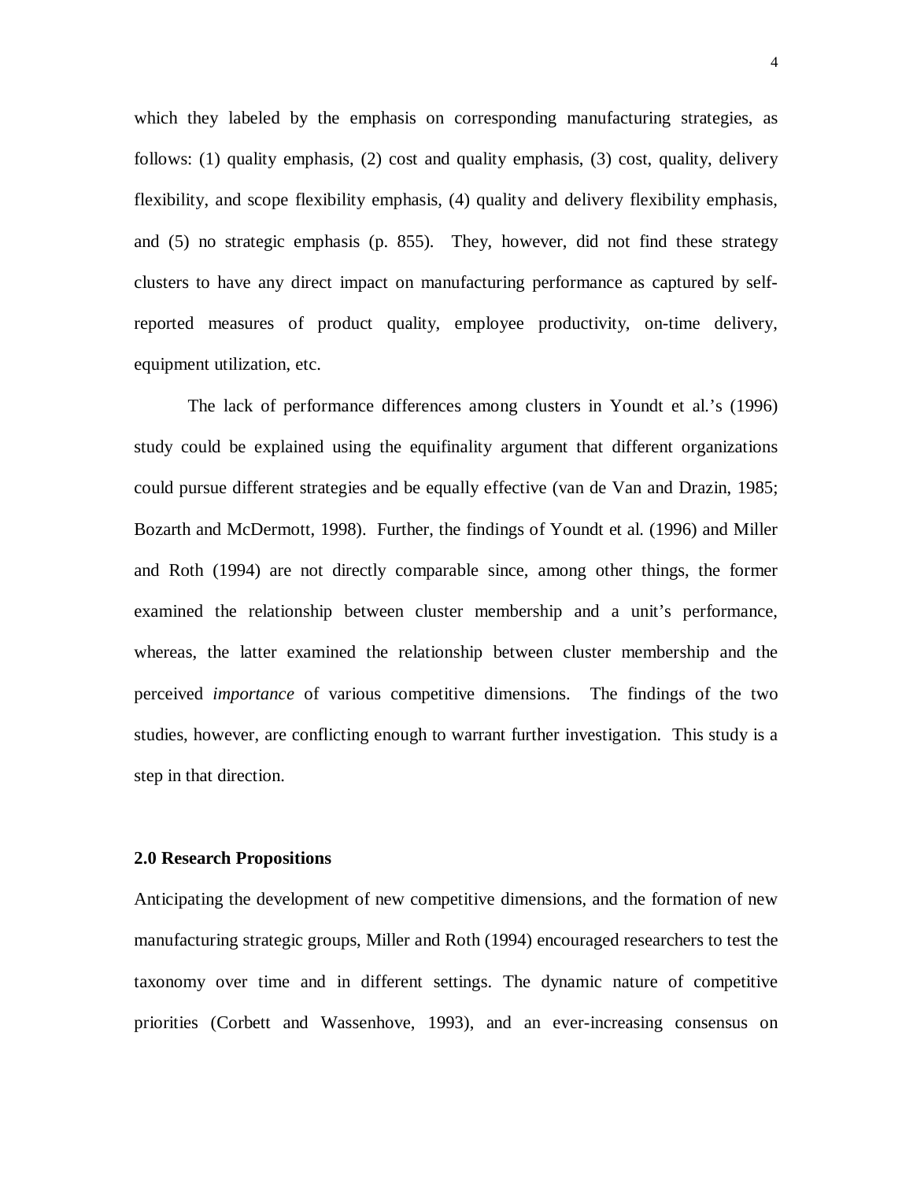which they labeled by the emphasis on corresponding manufacturing strategies, as follows: (1) quality emphasis, (2) cost and quality emphasis, (3) cost, quality, delivery flexibility, and scope flexibility emphasis, (4) quality and delivery flexibility emphasis, and (5) no strategic emphasis (p. 855). They, however, did not find these strategy clusters to have any direct impact on manufacturing performance as captured by self-reported measures of product quality, employee productivity, on-time delivery, equipment utilization, etc.

The lack of performance differences among clusters in Youndt et al.'s (1996) study could be explained using the equifinality argument that different organizations could pursue different strategies and be equally effective (van de Van and Drazin, 1985; Bozarth and McDermott, 1998). Further, the findings of Youndt et al. (1996) and Miller and Roth (1994) are not directly comparable since, among other things, the former examined the relationship between cluster membership and a unit's performance, whereas, the latter examined the relationship between cluster membership and the perceived *importance* of various competitive dimensions. The findings of the two studies, however, are conflicting enough to warrant further investigation. This study is a step in that direction.

## 2.0 Research Propositions

Anticipating the development of new competitive dimensions, and the formation of new manufacturing strategic groups, Miller and Roth (1994) encouraged researchers to test the taxonomy over time and in different settings. The dynamic nature of competitive priorities (Corbett and Wassenhove, 1993), and an ever-increasing consensus on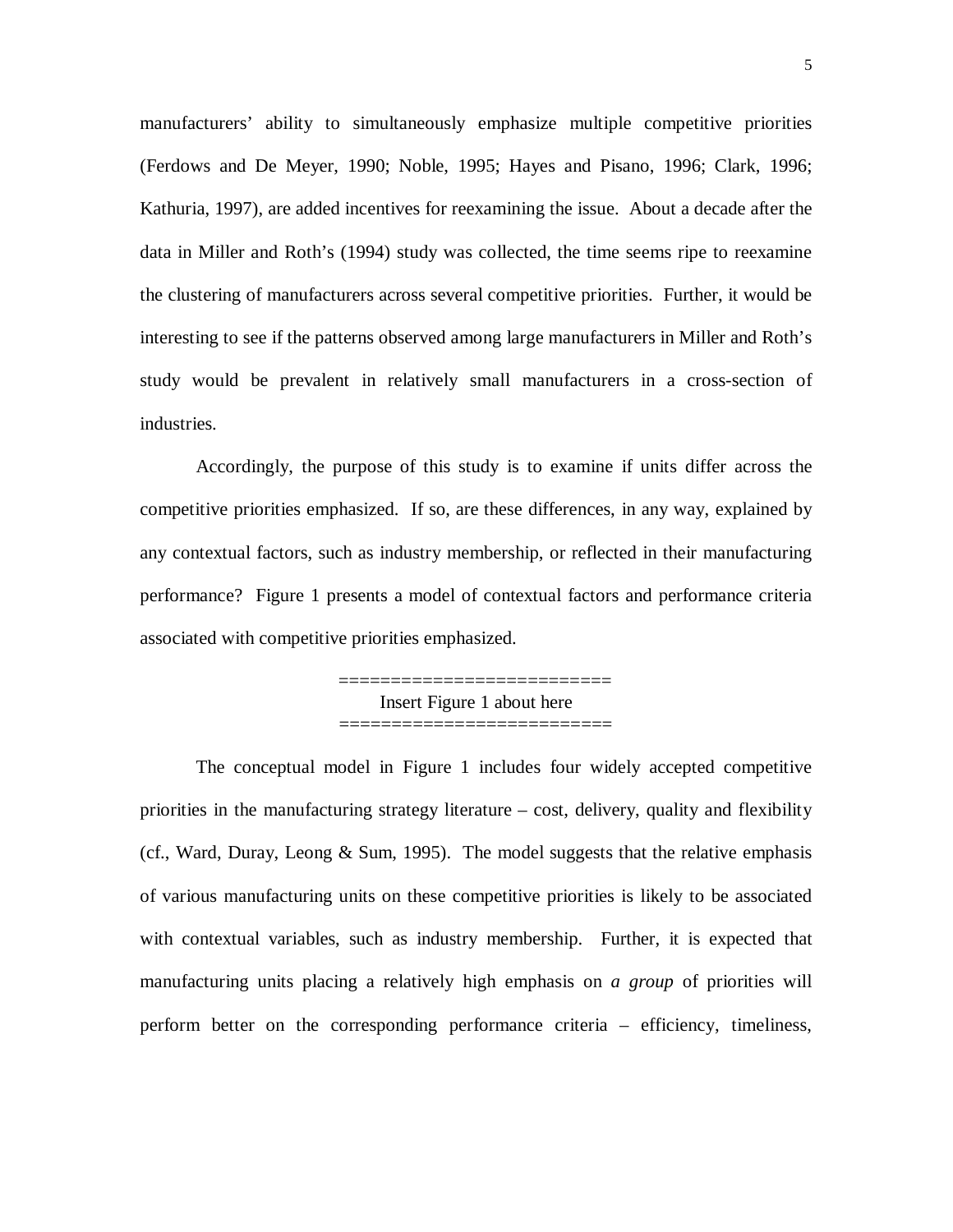manufacturers' ability to simultaneously emphasize multiple competitive priorities (Ferdows and De Meyer, 1990; Noble, 1995; Hayes and Pisano, 1996; Clark, 1996; Kathuria, 1997), are added incentives for reexamining the issue. About a decade after the data in Miller and Roth's (1994) study was collected, the time seems ripe to reexamine the clustering of manufacturers across several competitive priorities. Further, it would be interesting to see if the patterns observed among large manufacturers in Miller and Roth's study would be prevalent in relatively small manufacturers in a cross-section of industries.

Accordingly, the purpose of this study is to examine if units differ across the competitive priorities emphasized. If so, are these differences, in any way, explained by any contextual factors, such as industry membership, or reflected in their manufacturing performance? Figure 1 presents a model of contextual factors and performance criteria associated with competitive priorities emphasized.

==========================
Insert Figure 1 about here
==========================

The conceptual model in Figure 1 includes four widely accepted competitive priorities in the manufacturing strategy literature – cost, delivery, quality and flexibility (cf., Ward, Duray, Leong & Sum, 1995). The model suggests that the relative emphasis of various manufacturing units on these competitive priorities is likely to be associated with contextual variables, such as industry membership. Further, it is expected that manufacturing units placing a relatively high emphasis on *a group* of priorities will perform better on the corresponding performance criteria – efficiency, timeliness,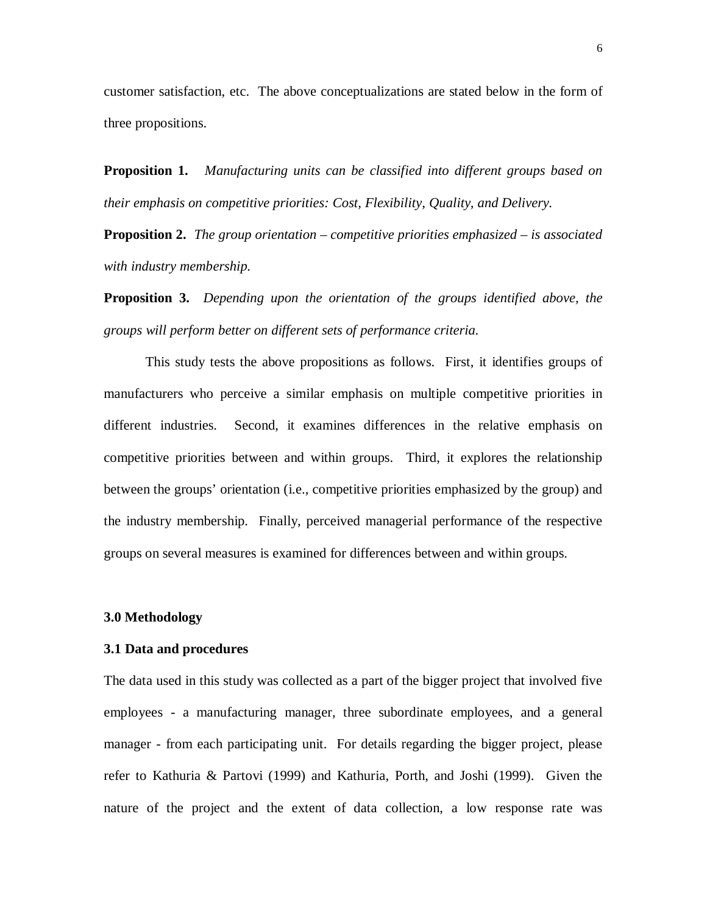customer satisfaction, etc. The above conceptualizations are stated below in the form of three propositions.

**Proposition 1.** *Manufacturing units can be classified into different groups based on their emphasis on competitive priorities: Cost, Flexibility, Quality, and Delivery.*

**Proposition 2.** *The group orientation – competitive priorities emphasized – is associated with industry membership.*

**Proposition 3.** *Depending upon the orientation of the groups identified above, the groups will perform better on different sets of performance criteria.*

This study tests the above propositions as follows. First, it identifies groups of manufacturers who perceive a similar emphasis on multiple competitive priorities in different industries. Second, it examines differences in the relative emphasis on competitive priorities between and within groups. Third, it explores the relationship between the groups' orientation (i.e., competitive priorities emphasized by the group) and the industry membership. Finally, perceived managerial performance of the respective groups on several measures is examined for differences between and within groups.

## 3.0 Methodology

### 3.1 Data and procedures

The data used in this study was collected as a part of the bigger project that involved five employees - a manufacturing manager, three subordinate employees, and a general manager - from each participating unit. For details regarding the bigger project, please refer to Kathuria & Partovi (1999) and Kathuria, Porth, and Joshi (1999). Given the nature of the project and the extent of data collection, a low response rate was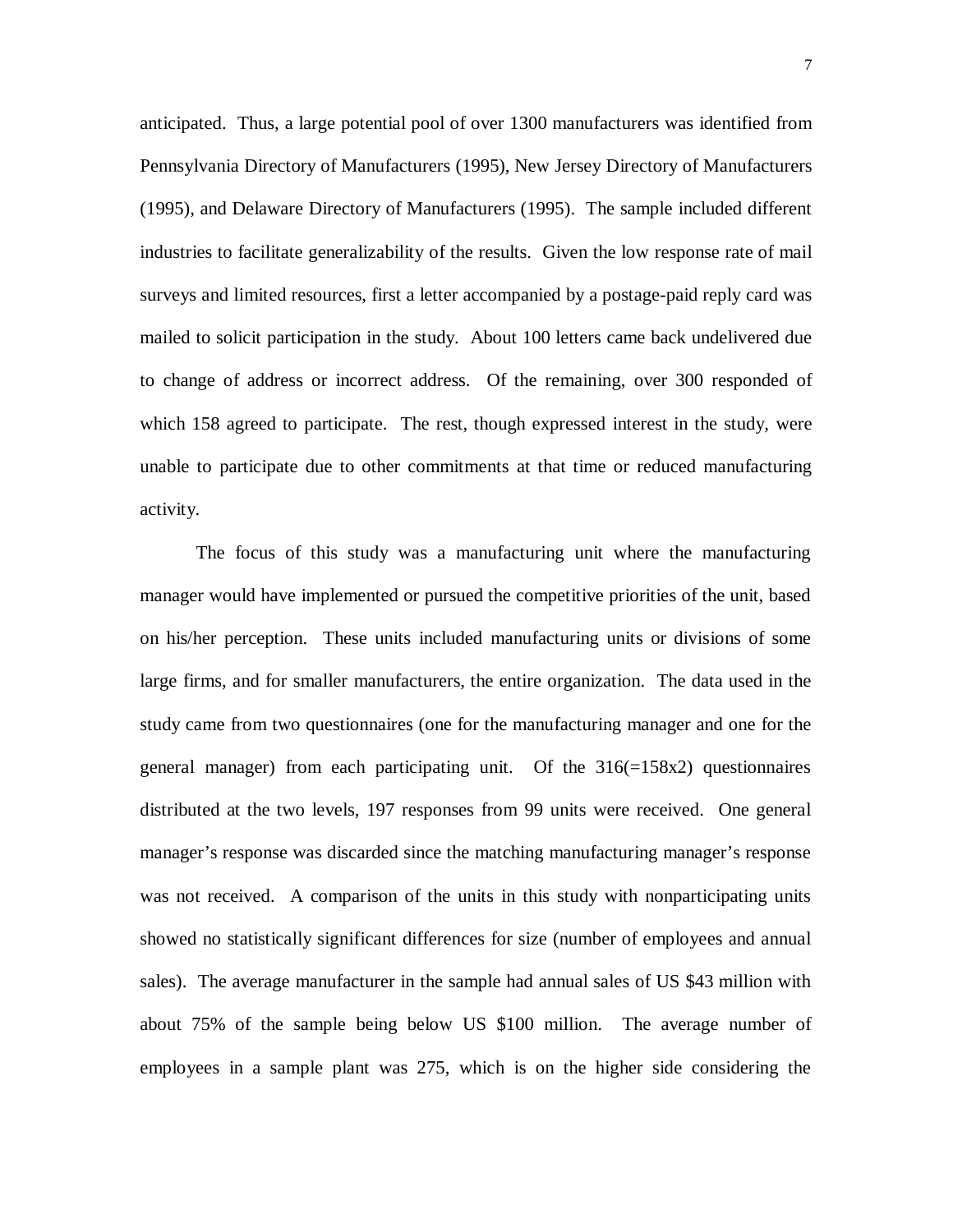anticipated. Thus, a large potential pool of over 1300 manufacturers was identified from Pennsylvania Directory of Manufacturers (1995), New Jersey Directory of Manufacturers (1995), and Delaware Directory of Manufacturers (1995). The sample included different industries to facilitate generalizability of the results. Given the low response rate of mail surveys and limited resources, first a letter accompanied by a postage-paid reply card was mailed to solicit participation in the study. About 100 letters came back undelivered due to change of address or incorrect address. Of the remaining, over 300 responded of which 158 agreed to participate. The rest, though expressed interest in the study, were unable to participate due to other commitments at that time or reduced manufacturing activity.

The focus of this study was a manufacturing unit where the manufacturing manager would have implemented or pursued the competitive priorities of the unit, based on his/her perception. These units included manufacturing units or divisions of some large firms, and for smaller manufacturers, the entire organization. The data used in the study came from two questionnaires (one for the manufacturing manager and one for the general manager) from each participating unit. Of the 316(=158x2) questionnaires distributed at the two levels, 197 responses from 99 units were received. One general manager's response was discarded since the matching manufacturing manager's response was not received. A comparison of the units in this study with nonparticipating units showed no statistically significant differences for size (number of employees and annual sales). The average manufacturer in the sample had annual sales of US $43 million with about 75% of the sample being below US $100 million. The average number of employees in a sample plant was 275, which is on the higher side considering the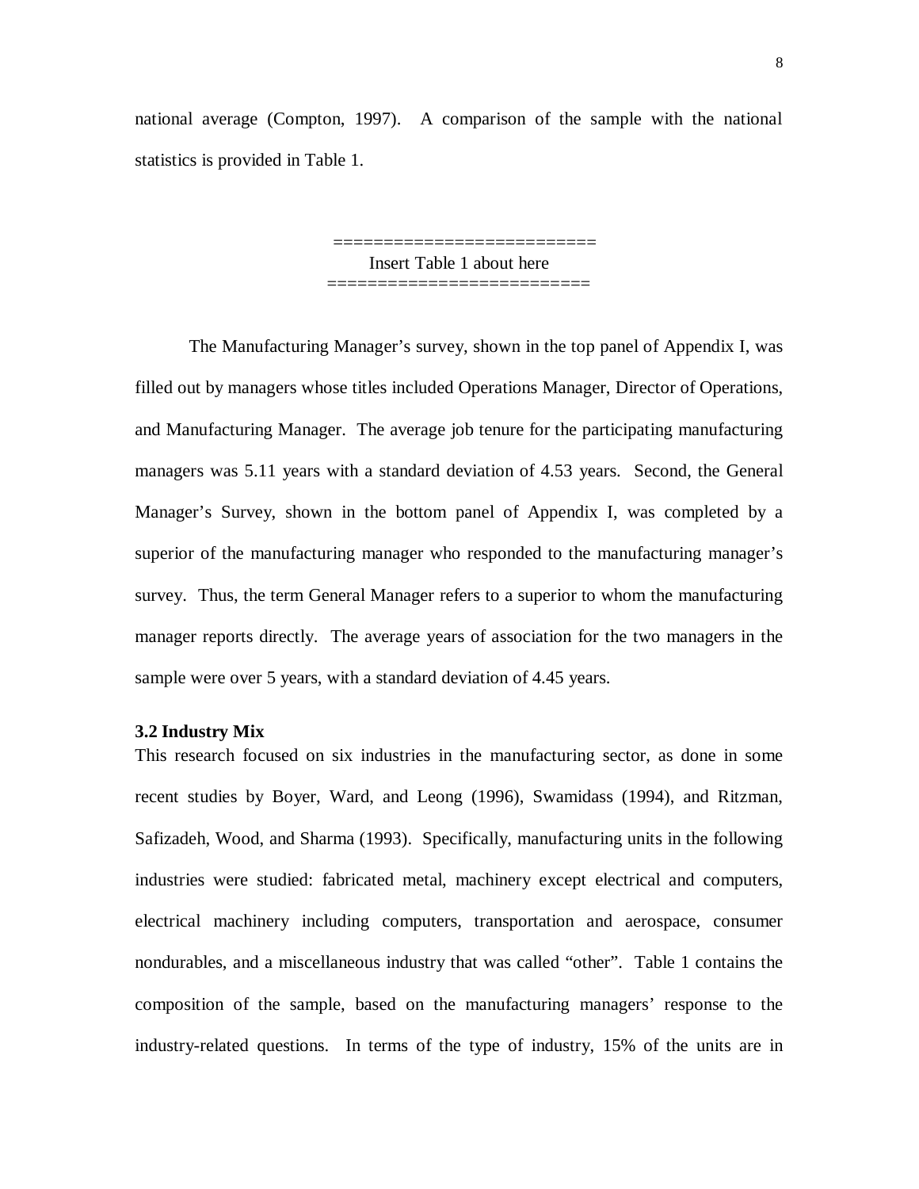national average (Compton, 1997). A comparison of the sample with the national statistics is provided in Table 1.

=========================
Insert Table 1 about here
=========================

The Manufacturing Manager's survey, shown in the top panel of Appendix I, was filled out by managers whose titles included Operations Manager, Director of Operations, and Manufacturing Manager. The average job tenure for the participating manufacturing managers was 5.11 years with a standard deviation of 4.53 years. Second, the General Manager's Survey, shown in the bottom panel of Appendix I, was completed by a superior of the manufacturing manager who responded to the manufacturing manager's survey. Thus, the term General Manager refers to a superior to whom the manufacturing manager reports directly. The average years of association for the two managers in the sample were over 5 years, with a standard deviation of 4.45 years.

### 3.2 Industry Mix

This research focused on six industries in the manufacturing sector, as done in some recent studies by Boyer, Ward, and Leong (1996), Swamidass (1994), and Ritzman, Safizadeh, Wood, and Sharma (1993). Specifically, manufacturing units in the following industries were studied: fabricated metal, machinery except electrical and computers, electrical machinery including computers, transportation and aerospace, consumer nondurables, and a miscellaneous industry that was called "other". Table 1 contains the composition of the sample, based on the manufacturing managers' response to the industry-related questions. In terms of the type of industry, 15% of the units are in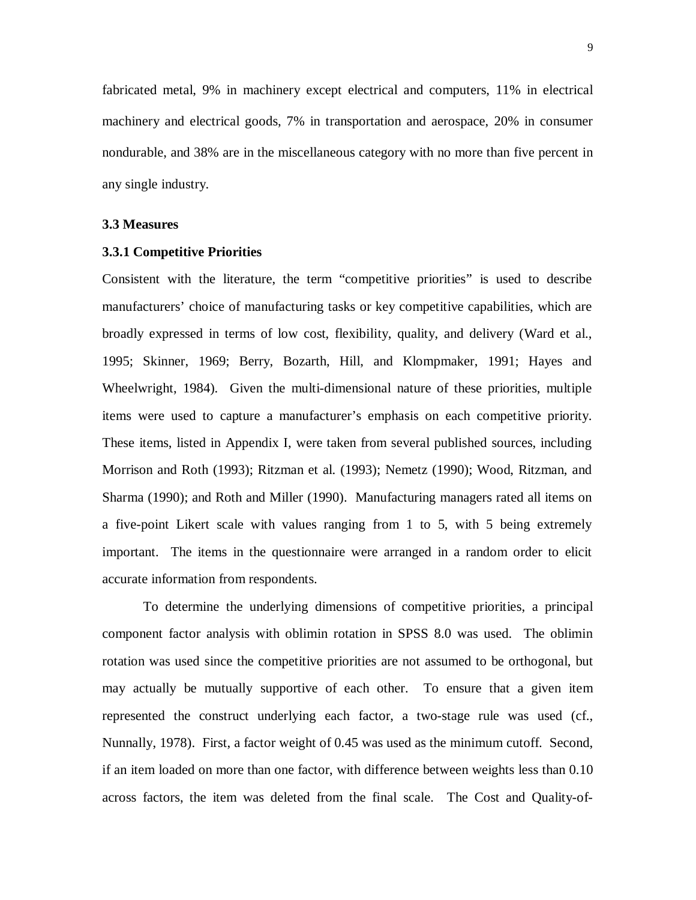fabricated metal, 9% in machinery except electrical and computers, 11% in electrical machinery and electrical goods, 7% in transportation and aerospace, 20% in consumer nondurable, and 38% are in the miscellaneous category with no more than five percent in any single industry.

### 3.3 Measures

#### 3.3.1 Competitive Priorities

Consistent with the literature, the term "competitive priorities" is used to describe manufacturers' choice of manufacturing tasks or key competitive capabilities, which are broadly expressed in terms of low cost, flexibility, quality, and delivery (Ward et al., 1995; Skinner, 1969; Berry, Bozarth, Hill, and Klompmaker, 1991; Hayes and Wheelwright, 1984). Given the multi-dimensional nature of these priorities, multiple items were used to capture a manufacturer's emphasis on each competitive priority. These items, listed in Appendix I, were taken from several published sources, including Morrison and Roth (1993); Ritzman et al. (1993); Nemetz (1990); Wood, Ritzman, and Sharma (1990); and Roth and Miller (1990). Manufacturing managers rated all items on a five-point Likert scale with values ranging from 1 to 5, with 5 being extremely important. The items in the questionnaire were arranged in a random order to elicit accurate information from respondents.

To determine the underlying dimensions of competitive priorities, a principal component factor analysis with oblimin rotation in SPSS 8.0 was used. The oblimin rotation was used since the competitive priorities are not assumed to be orthogonal, but may actually be mutually supportive of each other. To ensure that a given item represented the construct underlying each factor, a two-stage rule was used (cf., Nunnally, 1978). First, a factor weight of 0.45 was used as the minimum cutoff. Second, if an item loaded on more than one factor, with difference between weights less than 0.10 across factors, the item was deleted from the final scale. The Cost and Quality-of-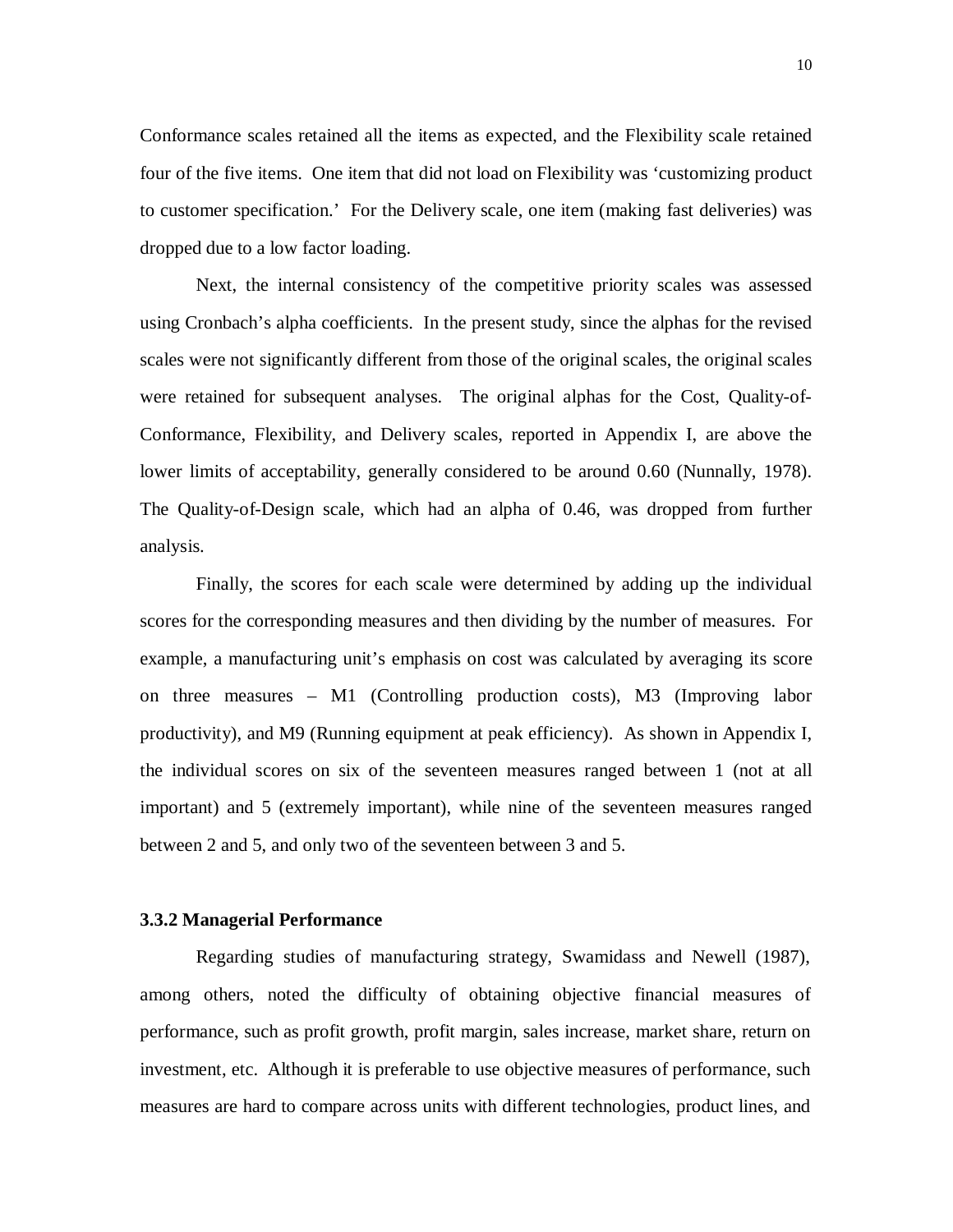Conformance scales retained all the items as expected, and the Flexibility scale retained four of the five items. One item that did not load on Flexibility was 'customizing product to customer specification.' For the Delivery scale, one item (making fast deliveries) was dropped due to a low factor loading.

Next, the internal consistency of the competitive priority scales was assessed using Cronbach's alpha coefficients. In the present study, since the alphas for the revised scales were not significantly different from those of the original scales, the original scales were retained for subsequent analyses. The original alphas for the Cost, Quality-of-Conformance, Flexibility, and Delivery scales, reported in Appendix I, are above the lower limits of acceptability, generally considered to be around 0.60 (Nunnally, 1978). The Quality-of-Design scale, which had an alpha of 0.46, was dropped from further analysis.

Finally, the scores for each scale were determined by adding up the individual scores for the corresponding measures and then dividing by the number of measures. For example, a manufacturing unit's emphasis on cost was calculated by averaging its score on three measures – M1 (Controlling production costs), M3 (Improving labor productivity), and M9 (Running equipment at peak efficiency). As shown in Appendix I, the individual scores on six of the seventeen measures ranged between 1 (not at all important) and 5 (extremely important), while nine of the seventeen measures ranged between 2 and 5, and only two of the seventeen between 3 and 5.

### 3.3.2 Managerial Performance

Regarding studies of manufacturing strategy, Swamidass and Newell (1987), among others, noted the difficulty of obtaining objective financial measures of performance, such as profit growth, profit margin, sales increase, market share, return on investment, etc. Although it is preferable to use objective measures of performance, such measures are hard to compare across units with different technologies, product lines, and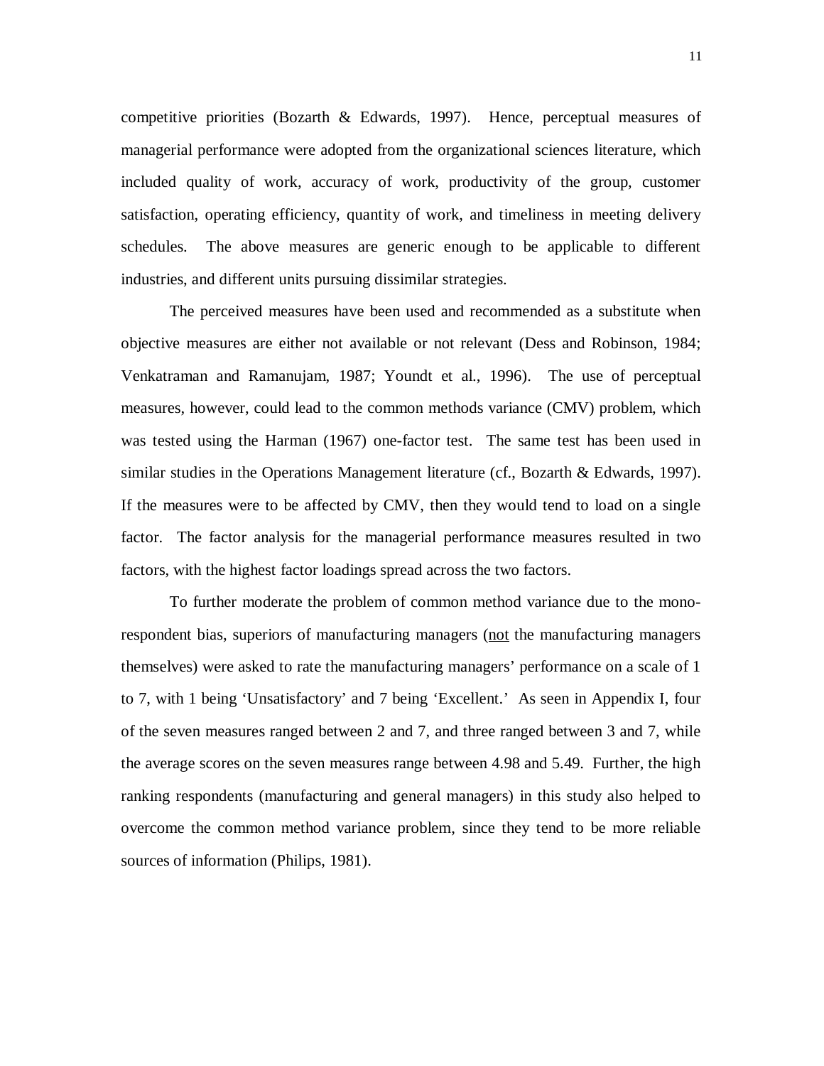competitive priorities (Bozarth & Edwards, 1997). Hence, perceptual measures of managerial performance were adopted from the organizational sciences literature, which included quality of work, accuracy of work, productivity of the group, customer satisfaction, operating efficiency, quantity of work, and timeliness in meeting delivery schedules. The above measures are generic enough to be applicable to different industries, and different units pursuing dissimilar strategies.

The perceived measures have been used and recommended as a substitute when objective measures are either not available or not relevant (Dess and Robinson, 1984; Venkatraman and Ramanujam, 1987; Youndt et al., 1996). The use of perceptual measures, however, could lead to the common methods variance (CMV) problem, which was tested using the Harman (1967) one-factor test. The same test has been used in similar studies in the Operations Management literature (cf., Bozarth & Edwards, 1997). If the measures were to be affected by CMV, then they would tend to load on a single factor. The factor analysis for the managerial performance measures resulted in two factors, with the highest factor loadings spread across the two factors.

To further moderate the problem of common method variance due to the mono-respondent bias, superiors of manufacturing managers (<u>not</u> the manufacturing managers themselves) were asked to rate the manufacturing managers' performance on a scale of 1 to 7, with 1 being 'Unsatisfactory' and 7 being 'Excellent.' As seen in Appendix I, four of the seven measures ranged between 2 and 7, and three ranged between 3 and 7, while the average scores on the seven measures range between 4.98 and 5.49. Further, the high ranking respondents (manufacturing and general managers) in this study also helped to overcome the common method variance problem, since they tend to be more reliable sources of information (Philips, 1981).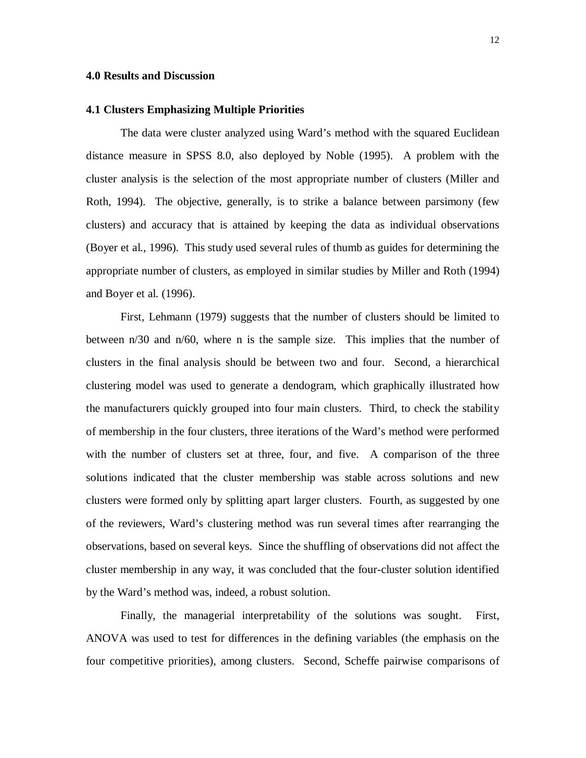## 4.0 Results and Discussion

### 4.1 Clusters Emphasizing Multiple Priorities

The data were cluster analyzed using Ward's method with the squared Euclidean distance measure in SPSS 8.0, also deployed by Noble (1995). A problem with the cluster analysis is the selection of the most appropriate number of clusters (Miller and Roth, 1994). The objective, generally, is to strike a balance between parsimony (few clusters) and accuracy that is attained by keeping the data as individual observations (Boyer et al., 1996). This study used several rules of thumb as guides for determining the appropriate number of clusters, as employed in similar studies by Miller and Roth (1994) and Boyer et al. (1996).

First, Lehmann (1979) suggests that the number of clusters should be limited to between n/30 and n/60, where n is the sample size. This implies that the number of clusters in the final analysis should be between two and four. Second, a hierarchical clustering model was used to generate a dendogram, which graphically illustrated how the manufacturers quickly grouped into four main clusters. Third, to check the stability of membership in the four clusters, three iterations of the Ward's method were performed with the number of clusters set at three, four, and five. A comparison of the three solutions indicated that the cluster membership was stable across solutions and new clusters were formed only by splitting apart larger clusters. Fourth, as suggested by one of the reviewers, Ward's clustering method was run several times after rearranging the observations, based on several keys. Since the shuffling of observations did not affect the cluster membership in any way, it was concluded that the four-cluster solution identified by the Ward's method was, indeed, a robust solution.

Finally, the managerial interpretability of the solutions was sought. First, ANOVA was used to test for differences in the defining variables (the emphasis on the four competitive priorities), among clusters. Second, Scheffe pairwise comparisons of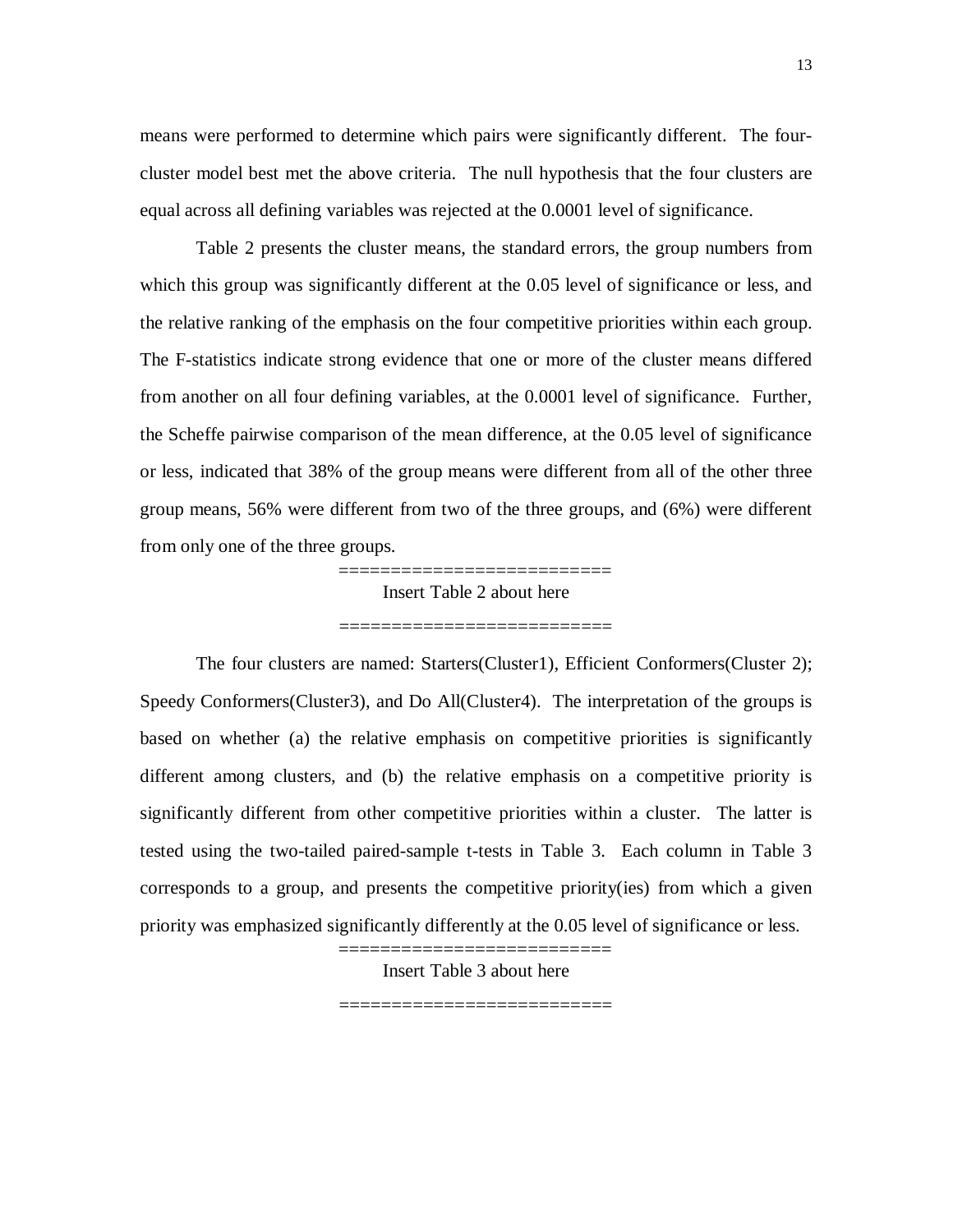means were performed to determine which pairs were significantly different. The four-cluster model best met the above criteria. The null hypothesis that the four clusters are equal across all defining variables was rejected at the 0.0001 level of significance.

Table 2 presents the cluster means, the standard errors, the group numbers from which this group was significantly different at the 0.05 level of significance or less, and the relative ranking of the emphasis on the four competitive priorities within each group. The F-statistics indicate strong evidence that one or more of the cluster means differed from another on all four defining variables, at the 0.0001 level of significance. Further, the Scheffe pairwise comparison of the mean difference, at the 0.05 level of significance or less, indicated that 38% of the group means were different from all of the other three group means, 56% were different from two of the three groups, and (6%) were different from only one of the three groups.

=========================

Insert Table 2 about here

=========================

The four clusters are named: Starters(Cluster1), Efficient Conformers(Cluster 2); Speedy Conformers(Cluster3), and Do All(Cluster4). The interpretation of the groups is based on whether (a) the relative emphasis on competitive priorities is significantly different among clusters, and (b) the relative emphasis on a competitive priority is significantly different from other competitive priorities within a cluster. The latter is tested using the two-tailed paired-sample t-tests in Table 3. Each column in Table 3 corresponds to a group, and presents the competitive priority(ies) from which a given priority was emphasized significantly differently at the 0.05 level of significance or less.

=========================

Insert Table 3 about here

=========================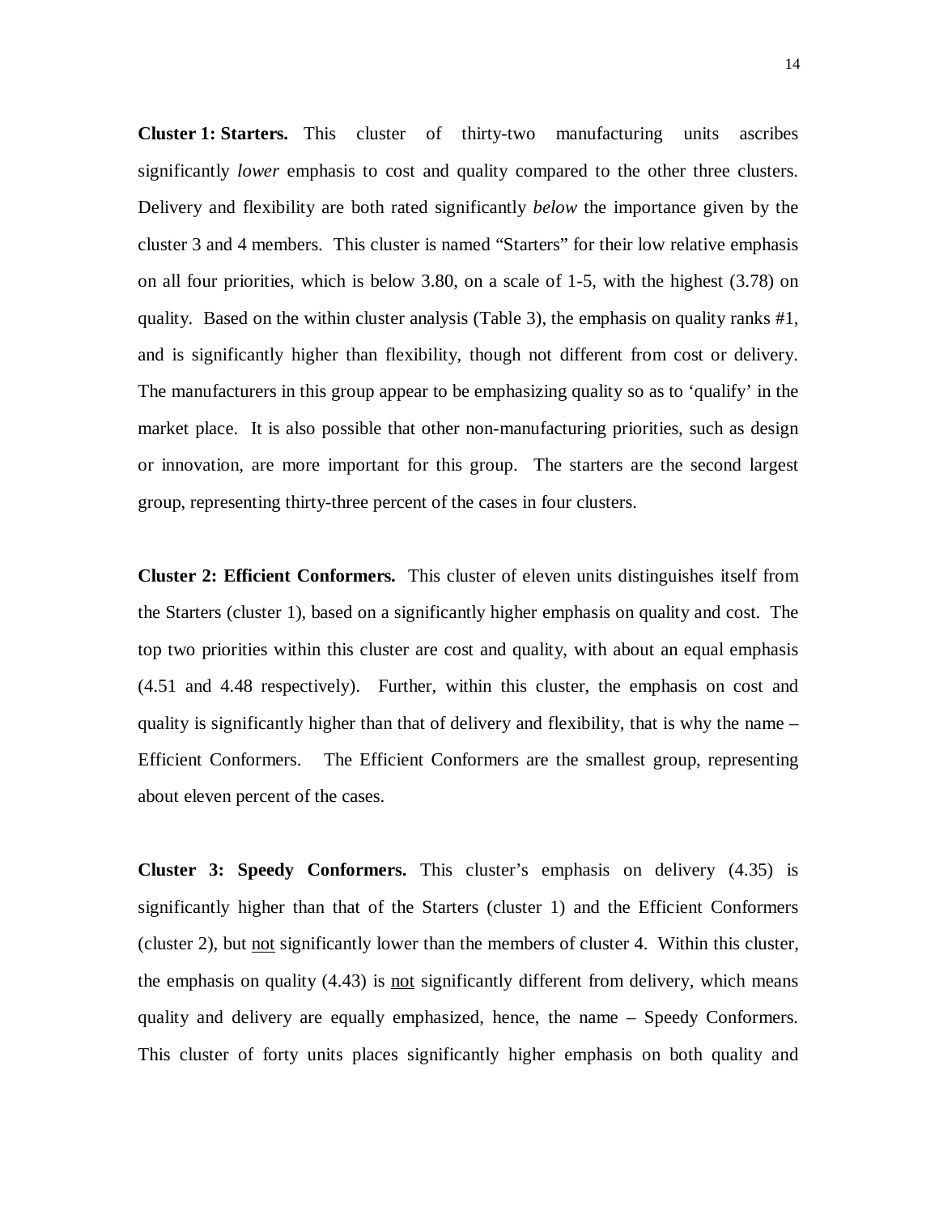**Cluster 1: Starters.** This cluster of thirty-two manufacturing units ascribes significantly *lower* emphasis to cost and quality compared to the other three clusters. Delivery and flexibility are both rated significantly *below* the importance given by the cluster 3 and 4 members. This cluster is named "Starters" for their low relative emphasis on all four priorities, which is below 3.80, on a scale of 1-5, with the highest (3.78) on quality. Based on the within cluster analysis (Table 3), the emphasis on quality ranks #1, and is significantly higher than flexibility, though not different from cost or delivery. The manufacturers in this group appear to be emphasizing quality so as to 'qualify' in the market place. It is also possible that other non-manufacturing priorities, such as design or innovation, are more important for this group. The starters are the second largest group, representing thirty-three percent of the cases in four clusters.

**Cluster 2: Efficient Conformers.** This cluster of eleven units distinguishes itself from the Starters (cluster 1), based on a significantly higher emphasis on quality and cost. The top two priorities within this cluster are cost and quality, with about an equal emphasis (4.51 and 4.48 respectively). Further, within this cluster, the emphasis on cost and quality is significantly higher than that of delivery and flexibility, that is why the name – Efficient Conformers. The Efficient Conformers are the smallest group, representing about eleven percent of the cases.

**Cluster 3: Speedy Conformers.** This cluster's emphasis on delivery (4.35) is significantly higher than that of the Starters (cluster 1) and the Efficient Conformers (cluster 2), but <u>not</u> significantly lower than the members of cluster 4. Within this cluster, the emphasis on quality (4.43) is <u>not</u> significantly different from delivery, which means quality and delivery are equally emphasized, hence, the name – Speedy Conformers. This cluster of forty units places significantly higher emphasis on both quality and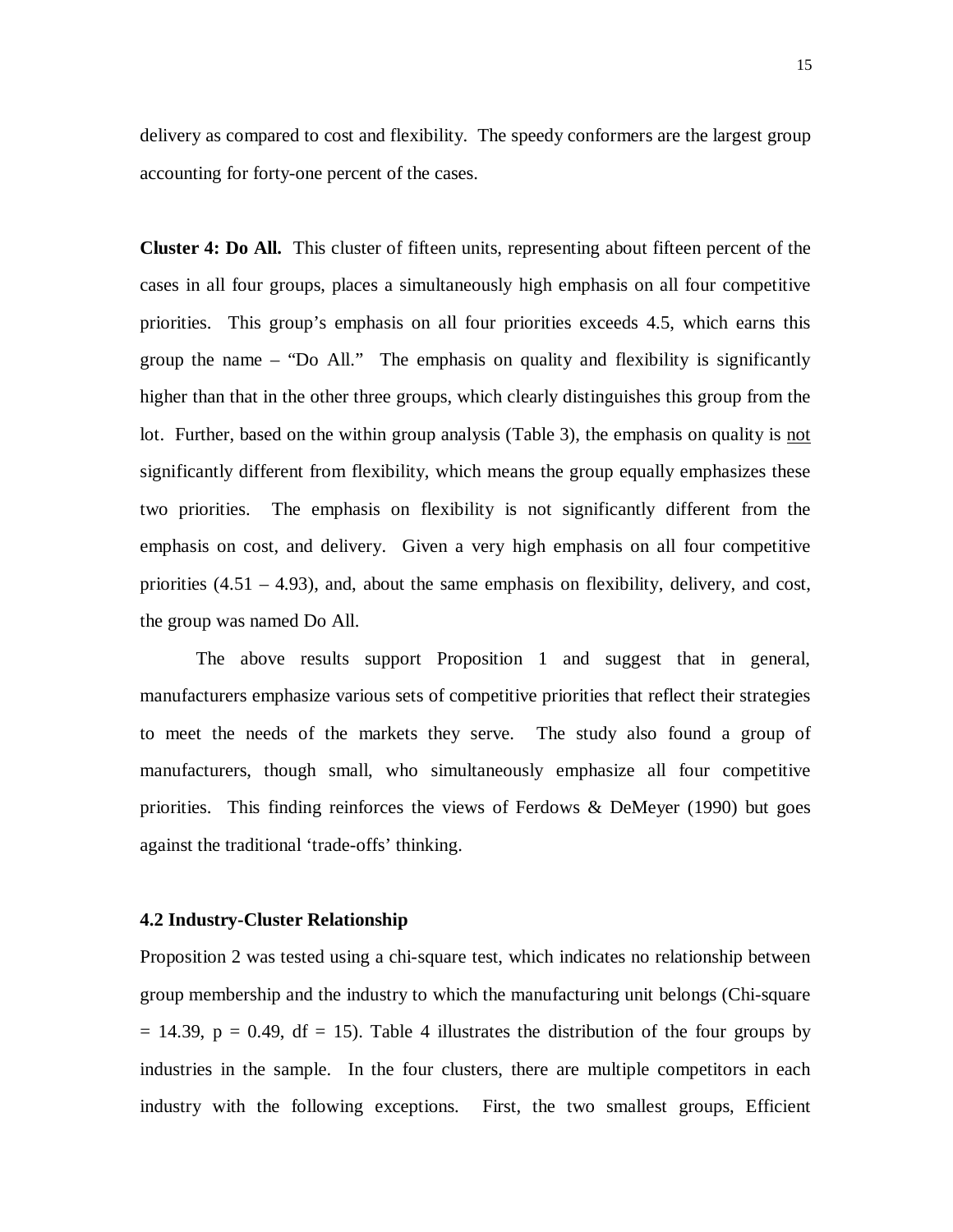delivery as compared to cost and flexibility. The speedy conformers are the largest group accounting for forty-one percent of the cases.

**Cluster 4: Do All.** This cluster of fifteen units, representing about fifteen percent of the cases in all four groups, places a simultaneously high emphasis on all four competitive priorities. This group's emphasis on all four priorities exceeds 4.5, which earns this group the name – "Do All." The emphasis on quality and flexibility is significantly higher than that in the other three groups, which clearly distinguishes this group from the lot. Further, based on the within group analysis (Table 3), the emphasis on quality is not significantly different from flexibility, which means the group equally emphasizes these two priorities. The emphasis on flexibility is not significantly different from the emphasis on cost, and delivery. Given a very high emphasis on all four competitive priorities (4.51 – 4.93), and, about the same emphasis on flexibility, delivery, and cost, the group was named Do All.

The above results support Proposition 1 and suggest that in general, manufacturers emphasize various sets of competitive priorities that reflect their strategies to meet the needs of the markets they serve. The study also found a group of manufacturers, though small, who simultaneously emphasize all four competitive priorities. This finding reinforces the views of Ferdows & DeMeyer (1990) but goes against the traditional 'trade-offs' thinking.

### 4.2 Industry-Cluster Relationship

Proposition 2 was tested using a chi-square test, which indicates no relationship between group membership and the industry to which the manufacturing unit belongs (Chi-square $= 14.39$, $p = 0.49$, $df = 15$). Table 4 illustrates the distribution of the four groups by industries in the sample. In the four clusters, there are multiple competitors in each industry with the following exceptions. First, the two smallest groups, Efficient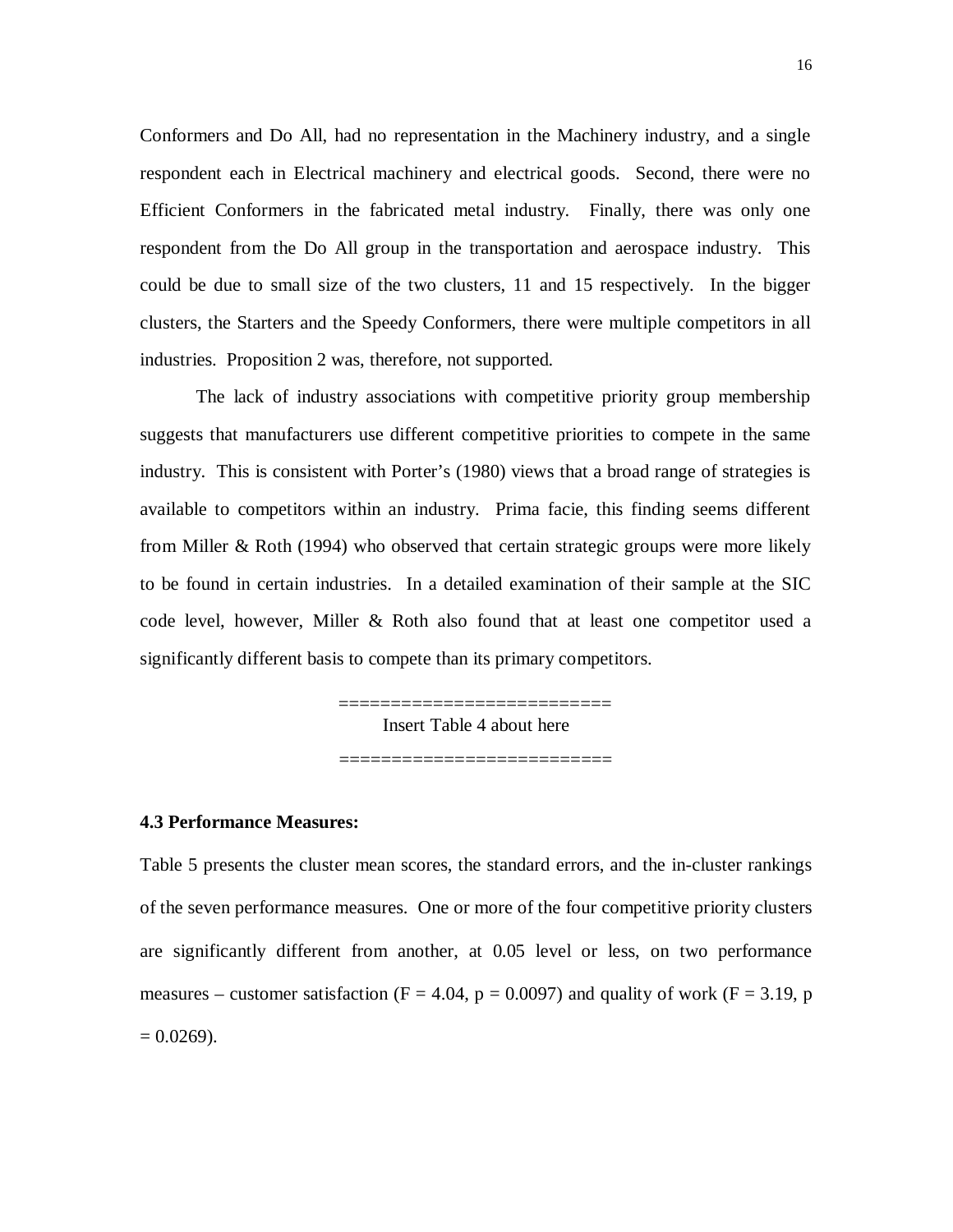Conformers and Do All, had no representation in the Machinery industry, and a single respondent each in Electrical machinery and electrical goods. Second, there were no Efficient Conformers in the fabricated metal industry. Finally, there was only one respondent from the Do All group in the transportation and aerospace industry. This could be due to small size of the two clusters, 11 and 15 respectively. In the bigger clusters, the Starters and the Speedy Conformers, there were multiple competitors in all industries. Proposition 2 was, therefore, not supported.

The lack of industry associations with competitive priority group membership suggests that manufacturers use different competitive priorities to compete in the same industry. This is consistent with Porter's (1980) views that a broad range of strategies is available to competitors within an industry. Prima facie, this finding seems different from Miller & Roth (1994) who observed that certain strategic groups were more likely to be found in certain industries. In a detailed examination of their sample at the SIC code level, however, Miller & Roth also found that at least one competitor used a significantly different basis to compete than its primary competitors.

=========================

Insert Table 4 about here

=========================

**4.3 Performance Measures:**

Table 5 presents the cluster mean scores, the standard errors, and the in-cluster rankings of the seven performance measures. One or more of the four competitive priority clusters are significantly different from another, at 0.05 level or less, on two performance measures – customer satisfaction ($F = 4.04$, $p = 0.0097$) and quality of work ($F = 3.19$, $p = 0.0269$).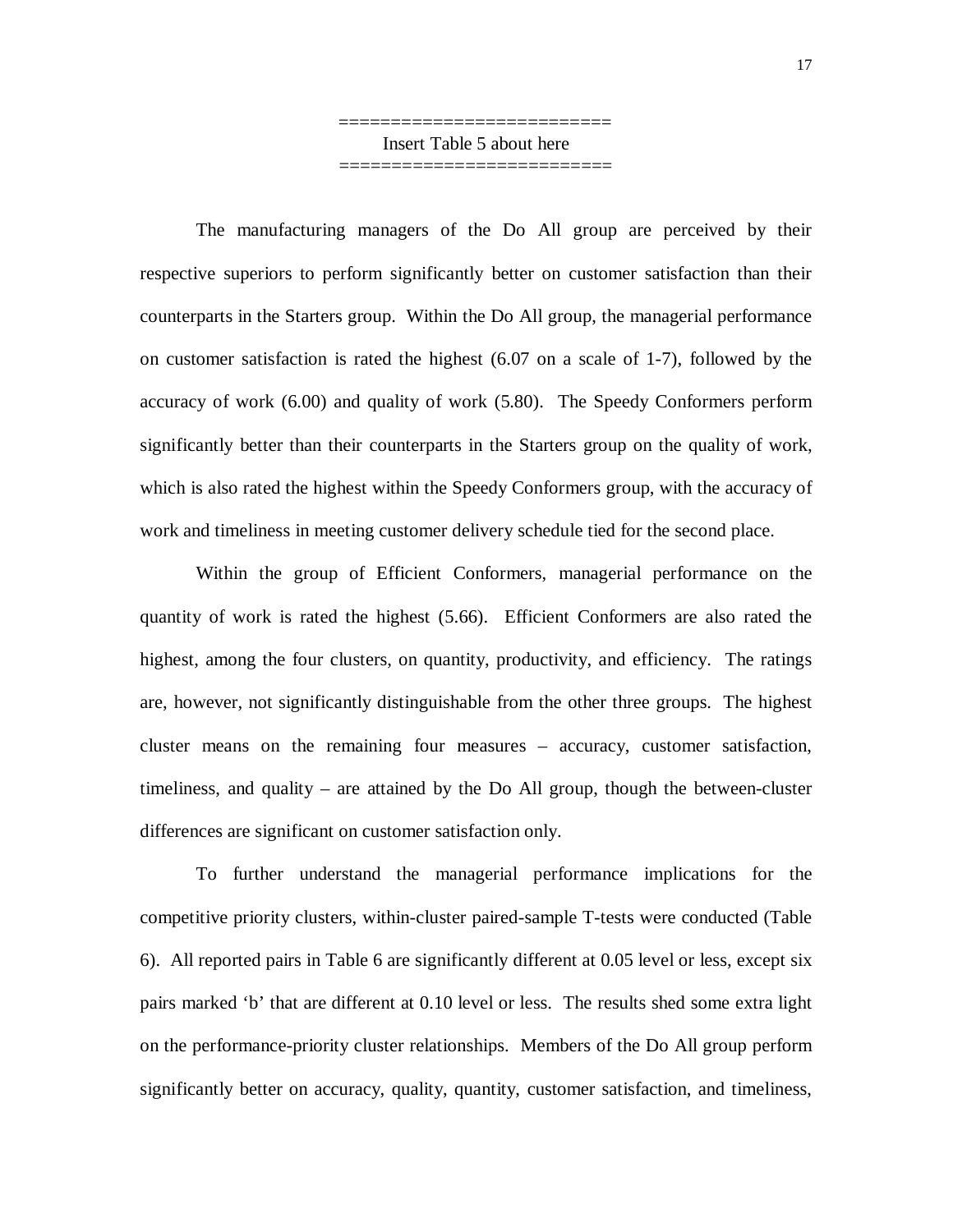=========================
Insert Table 5 about here
=========================

The manufacturing managers of the Do All group are perceived by their respective superiors to perform significantly better on customer satisfaction than their counterparts in the Starters group. Within the Do All group, the managerial performance on customer satisfaction is rated the highest (6.07 on a scale of 1-7), followed by the accuracy of work (6.00) and quality of work (5.80). The Speedy Conformers perform significantly better than their counterparts in the Starters group on the quality of work, which is also rated the highest within the Speedy Conformers group, with the accuracy of work and timeliness in meeting customer delivery schedule tied for the second place.

Within the group of Efficient Conformers, managerial performance on the quantity of work is rated the highest (5.66). Efficient Conformers are also rated the highest, among the four clusters, on quantity, productivity, and efficiency. The ratings are, however, not significantly distinguishable from the other three groups. The highest cluster means on the remaining four measures – accuracy, customer satisfaction, timeliness, and quality – are attained by the Do All group, though the between-cluster differences are significant on customer satisfaction only.

To further understand the managerial performance implications for the competitive priority clusters, within-cluster paired-sample T-tests were conducted (Table 6). All reported pairs in Table 6 are significantly different at 0.05 level or less, except six pairs marked 'b' that are different at 0.10 level or less. The results shed some extra light on the performance-priority cluster relationships. Members of the Do All group perform significantly better on accuracy, quality, quantity, customer satisfaction, and timeliness,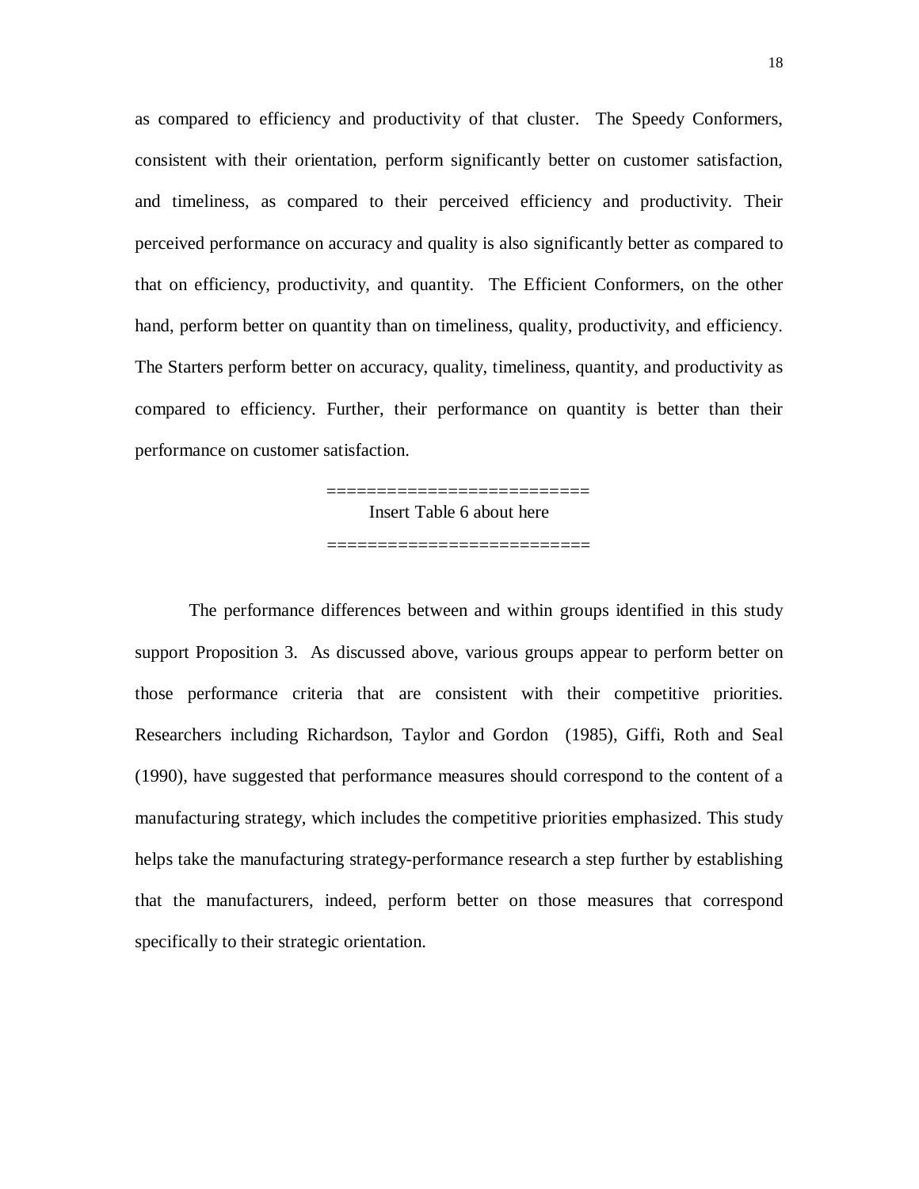as compared to efficiency and productivity of that cluster. The Speedy Conformers, consistent with their orientation, perform significantly better on customer satisfaction, and timeliness, as compared to their perceived efficiency and productivity. Their perceived performance on accuracy and quality is also significantly better as compared to that on efficiency, productivity, and quantity. The Efficient Conformers, on the other hand, perform better on quantity than on timeliness, quality, productivity, and efficiency. The Starters perform better on accuracy, quality, timeliness, quantity, and productivity as compared to efficiency. Further, their performance on quantity is better than their performance on customer satisfaction.

==========================

Insert Table 6 about here

==========================

The performance differences between and within groups identified in this study support Proposition 3. As discussed above, various groups appear to perform better on those performance criteria that are consistent with their competitive priorities. Researchers including Richardson, Taylor and Gordon (1985), Giffi, Roth and Seal (1990), have suggested that performance measures should correspond to the content of a manufacturing strategy, which includes the competitive priorities emphasized. This study helps take the manufacturing strategy-performance research a step further by establishing that the manufacturers, indeed, perform better on those measures that correspond specifically to their strategic orientation.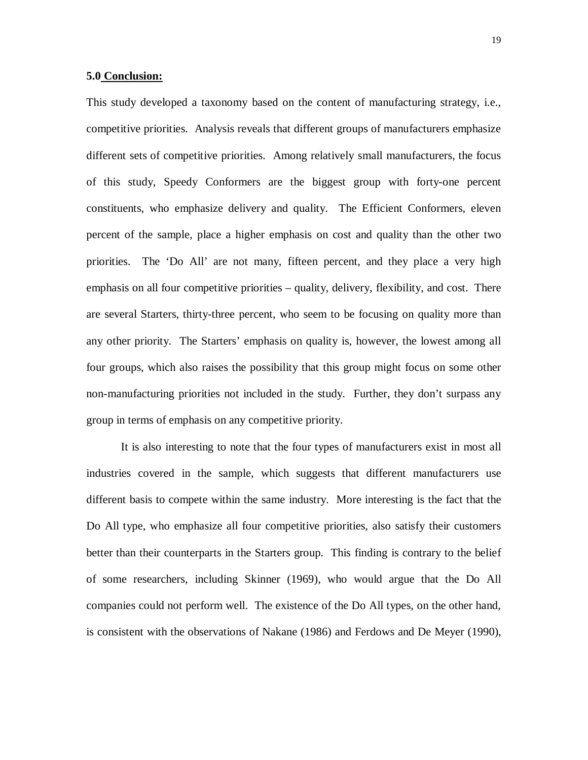**5.0 Conclusion:**

This study developed a taxonomy based on the content of manufacturing strategy, i.e., competitive priorities. Analysis reveals that different groups of manufacturers emphasize different sets of competitive priorities. Among relatively small manufacturers, the focus of this study, Speedy Conformers are the biggest group with forty-one percent constituents, who emphasize delivery and quality. The Efficient Conformers, eleven percent of the sample, place a higher emphasis on cost and quality than the other two priorities. The 'Do All' are not many, fifteen percent, and they place a very high emphasis on all four competitive priorities – quality, delivery, flexibility, and cost. There are several Starters, thirty-three percent, who seem to be focusing on quality more than any other priority. The Starters' emphasis on quality is, however, the lowest among all four groups, which also raises the possibility that this group might focus on some other non-manufacturing priorities not included in the study. Further, they don't surpass any group in terms of emphasis on any competitive priority.

It is also interesting to note that the four types of manufacturers exist in most all industries covered in the sample, which suggests that different manufacturers use different basis to compete within the same industry. More interesting is the fact that the Do All type, who emphasize all four competitive priorities, also satisfy their customers better than their counterparts in the Starters group. This finding is contrary to the belief of some researchers, including Skinner (1969), who would argue that the Do All companies could not perform well. The existence of the Do All types, on the other hand, is consistent with the observations of Nakane (1986) and Ferdows and De Meyer (1990),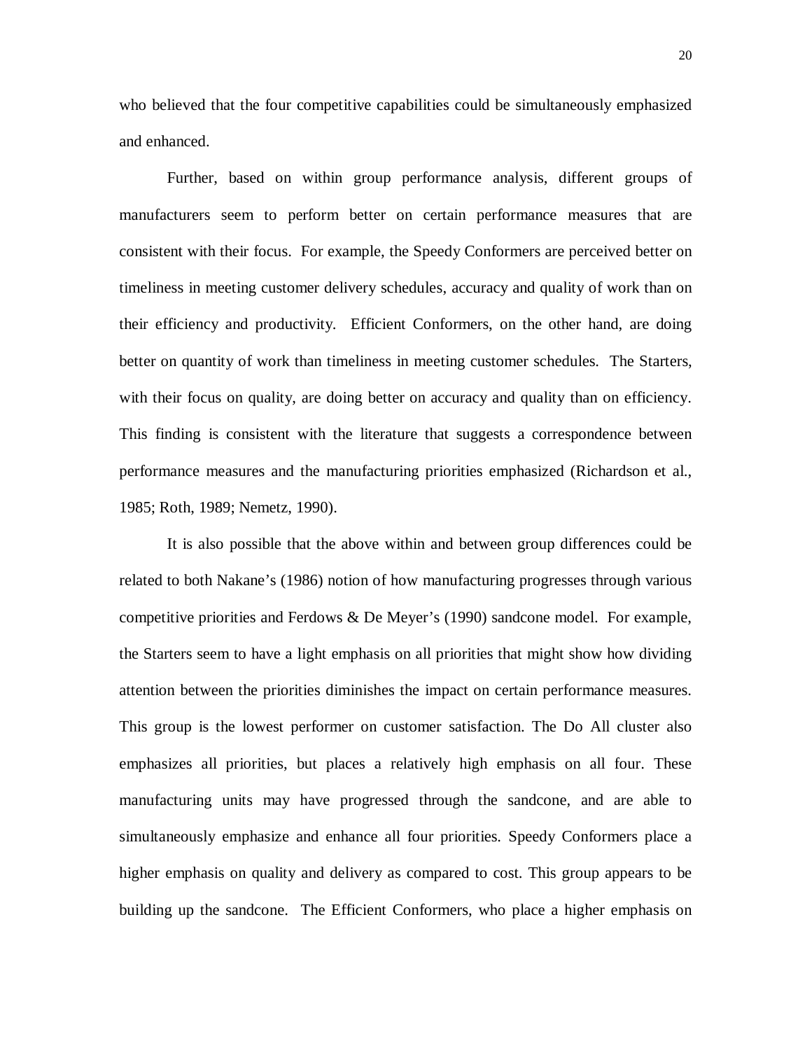who believed that the four competitive capabilities could be simultaneously emphasized and enhanced.

Further, based on within group performance analysis, different groups of manufacturers seem to perform better on certain performance measures that are consistent with their focus. For example, the Speedy Conformers are perceived better on timeliness in meeting customer delivery schedules, accuracy and quality of work than on their efficiency and productivity. Efficient Conformers, on the other hand, are doing better on quantity of work than timeliness in meeting customer schedules. The Starters, with their focus on quality, are doing better on accuracy and quality than on efficiency. This finding is consistent with the literature that suggests a correspondence between performance measures and the manufacturing priorities emphasized (Richardson et al., 1985; Roth, 1989; Nemetz, 1990).

It is also possible that the above within and between group differences could be related to both Nakane's (1986) notion of how manufacturing progresses through various competitive priorities and Ferdows & De Meyer's (1990) sandcone model. For example, the Starters seem to have a light emphasis on all priorities that might show how dividing attention between the priorities diminishes the impact on certain performance measures. This group is the lowest performer on customer satisfaction. The Do All cluster also emphasizes all priorities, but places a relatively high emphasis on all four. These manufacturing units may have progressed through the sandcone, and are able to simultaneously emphasize and enhance all four priorities. Speedy Conformers place a higher emphasis on quality and delivery as compared to cost. This group appears to be building up the sandcone. The Efficient Conformers, who place a higher emphasis on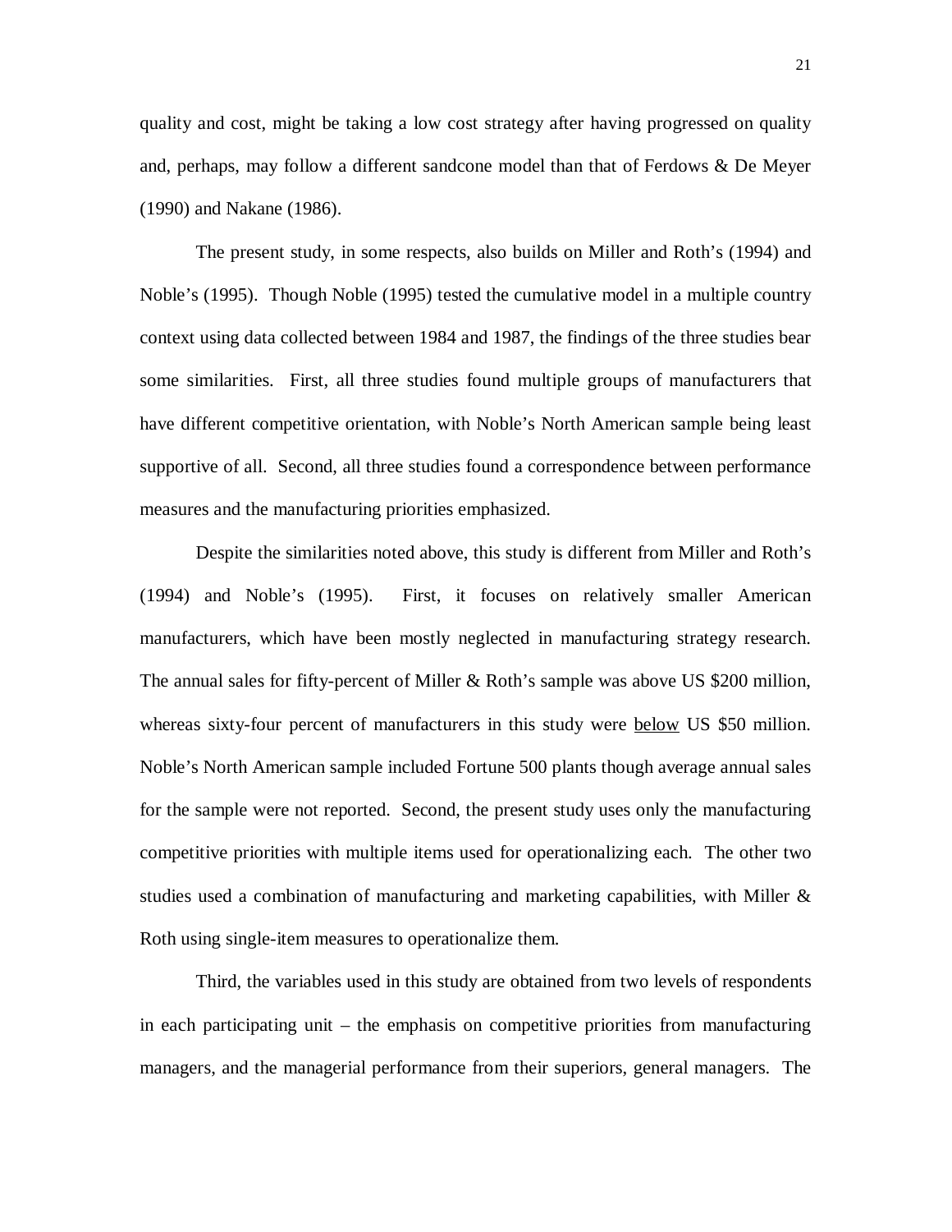quality and cost, might be taking a low cost strategy after having progressed on quality and, perhaps, may follow a different sandcone model than that of Ferdows & De Meyer (1990) and Nakane (1986).

The present study, in some respects, also builds on Miller and Roth's (1994) and Noble's (1995). Though Noble (1995) tested the cumulative model in a multiple country context using data collected between 1984 and 1987, the findings of the three studies bear some similarities. First, all three studies found multiple groups of manufacturers that have different competitive orientation, with Noble's North American sample being least supportive of all. Second, all three studies found a correspondence between performance measures and the manufacturing priorities emphasized.

Despite the similarities noted above, this study is different from Miller and Roth's (1994) and Noble's (1995). First, it focuses on relatively smaller American manufacturers, which have been mostly neglected in manufacturing strategy research. The annual sales for fifty-percent of Miller & Roth's sample was above US $200 million, whereas sixty-four percent of manufacturers in this study were <u>below</u> US $50 million. Noble's North American sample included Fortune 500 plants though average annual sales for the sample were not reported. Second, the present study uses only the manufacturing competitive priorities with multiple items used for operationalizing each. The other two studies used a combination of manufacturing and marketing capabilities, with Miller & Roth using single-item measures to operationalize them.

Third, the variables used in this study are obtained from two levels of respondents in each participating unit – the emphasis on competitive priorities from manufacturing managers, and the managerial performance from their superiors, general managers. The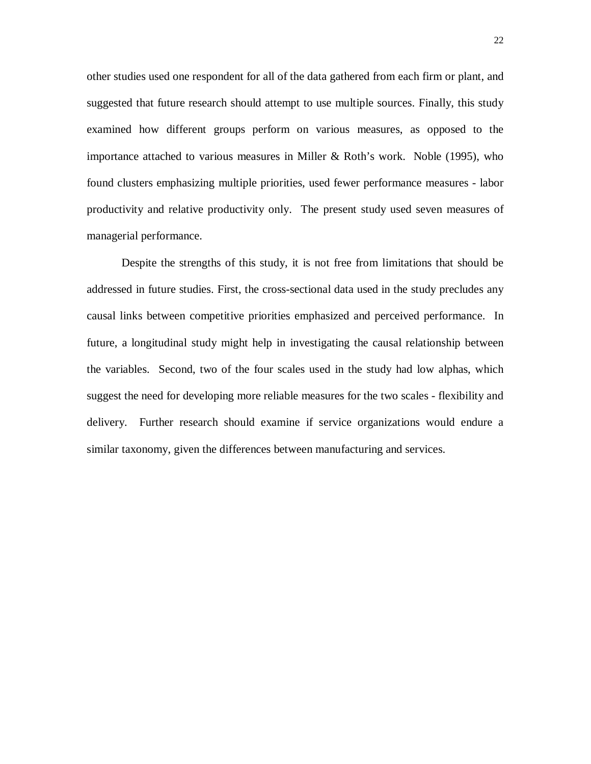other studies used one respondent for all of the data gathered from each firm or plant, and suggested that future research should attempt to use multiple sources. Finally, this study examined how different groups perform on various measures, as opposed to the importance attached to various measures in Miller & Roth's work. Noble (1995), who found clusters emphasizing multiple priorities, used fewer performance measures - labor productivity and relative productivity only. The present study used seven measures of managerial performance.

Despite the strengths of this study, it is not free from limitations that should be addressed in future studies. First, the cross-sectional data used in the study precludes any causal links between competitive priorities emphasized and perceived performance. In future, a longitudinal study might help in investigating the causal relationship between the variables. Second, two of the four scales used in the study had low alphas, which suggest the need for developing more reliable measures for the two scales - flexibility and delivery. Further research should examine if service organizations would endure a similar taxonomy, given the differences between manufacturing and services.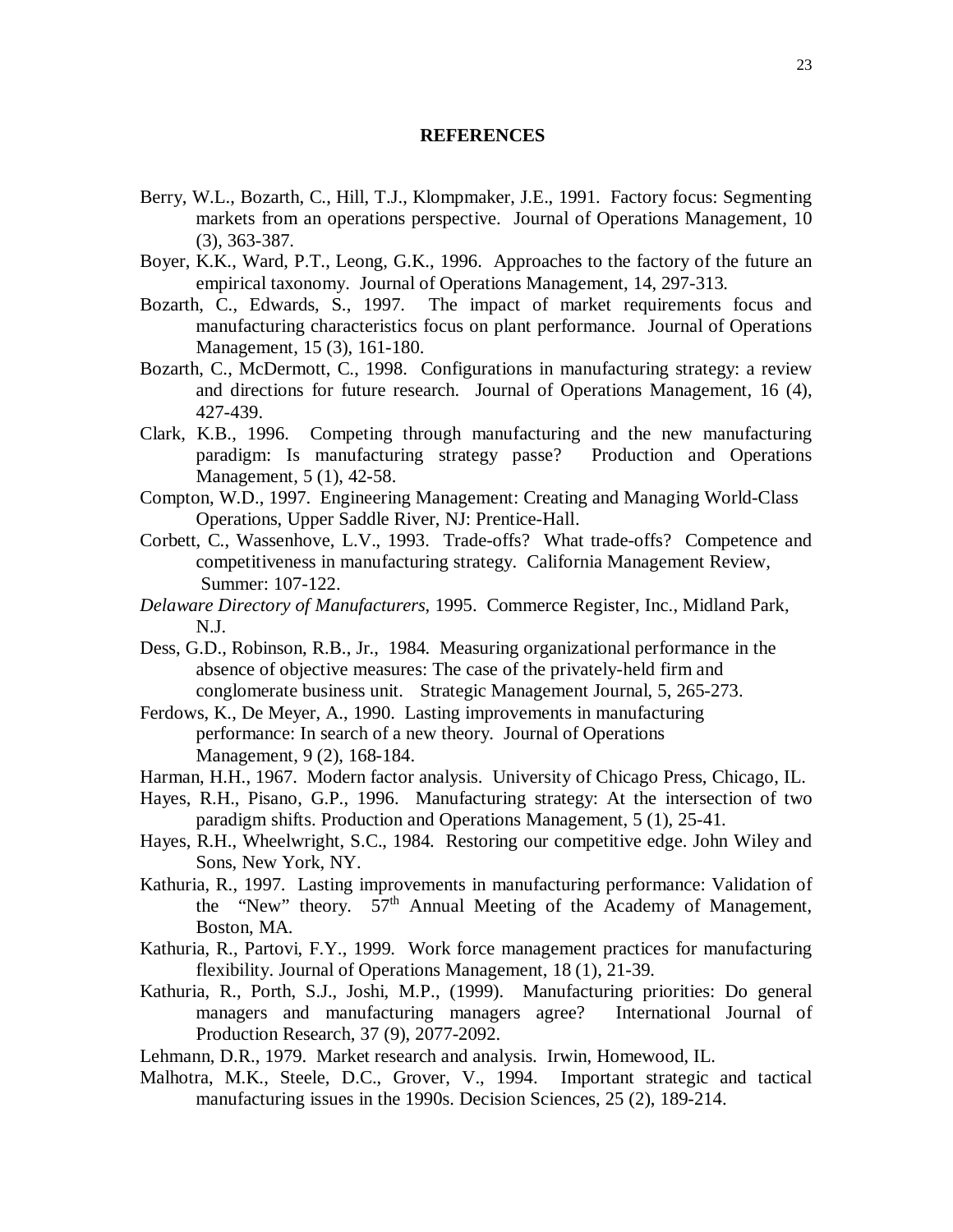## REFERENCES

Berry, W.L., Bozarth, C., Hill, T.J., Klompmaker, J.E., 1991. Factory focus: Segmenting markets from an operations perspective. Journal of Operations Management, 10 (3), 363-387.

Boyer, K.K., Ward, P.T., Leong, G.K., 1996. Approaches to the factory of the future an empirical taxonomy. Journal of Operations Management, 14, 297-313.

Bozarth, C., Edwards, S., 1997. The impact of market requirements focus and manufacturing characteristics focus on plant performance. Journal of Operations Management, 15 (3), 161-180.

Bozarth, C., McDermott, C., 1998. Configurations in manufacturing strategy: a review and directions for future research. Journal of Operations Management, 16 (4), 427-439.

Clark, K.B., 1996. Competing through manufacturing and the new manufacturing paradigm: Is manufacturing strategy passe? Production and Operations Management, 5 (1), 42-58.

Compton, W.D., 1997. Engineering Management: Creating and Managing World-Class Operations, Upper Saddle River, NJ: Prentice-Hall.

Corbett, C., Wassenhove, L.V., 1993. Trade-offs? What trade-offs? Competence and competitiveness in manufacturing strategy. California Management Review, Summer: 107-122.

*Delaware Directory of Manufacturers*, 1995. Commerce Register, Inc., Midland Park, N.J.

Dess, G.D., Robinson, R.B., Jr., 1984. Measuring organizational performance in the absence of objective measures: The case of the privately-held firm and conglomerate business unit. Strategic Management Journal, 5, 265-273.

Ferdows, K., De Meyer, A., 1990. Lasting improvements in manufacturing performance: In search of a new theory. Journal of Operations Management, 9 (2), 168-184.

Harman, H.H., 1967. Modern factor analysis. University of Chicago Press, Chicago, IL.

Hayes, R.H., Pisano, G.P., 1996. Manufacturing strategy: At the intersection of two paradigm shifts. Production and Operations Management, 5 (1), 25-41.

Hayes, R.H., Wheelwright, S.C., 1984. Restoring our competitive edge. John Wiley and Sons, New York, NY.

Kathuria, R., 1997. Lasting improvements in manufacturing performance: Validation of the "New" theory. 57th Annual Meeting of the Academy of Management, Boston, MA.

Kathuria, R., Partovi, F.Y., 1999. Work force management practices for manufacturing flexibility. Journal of Operations Management, 18 (1), 21-39.

Kathuria, R., Porth, S.J., Joshi, M.P., (1999). Manufacturing priorities: Do general managers and manufacturing managers agree? International Journal of Production Research, 37 (9), 2077-2092.

Lehmann, D.R., 1979. Market research and analysis. Irwin, Homewood, IL.

Malhotra, M.K., Steele, D.C., Grover, V., 1994. Important strategic and tactical manufacturing issues in the 1990s. Decision Sciences, 25 (2), 189-214.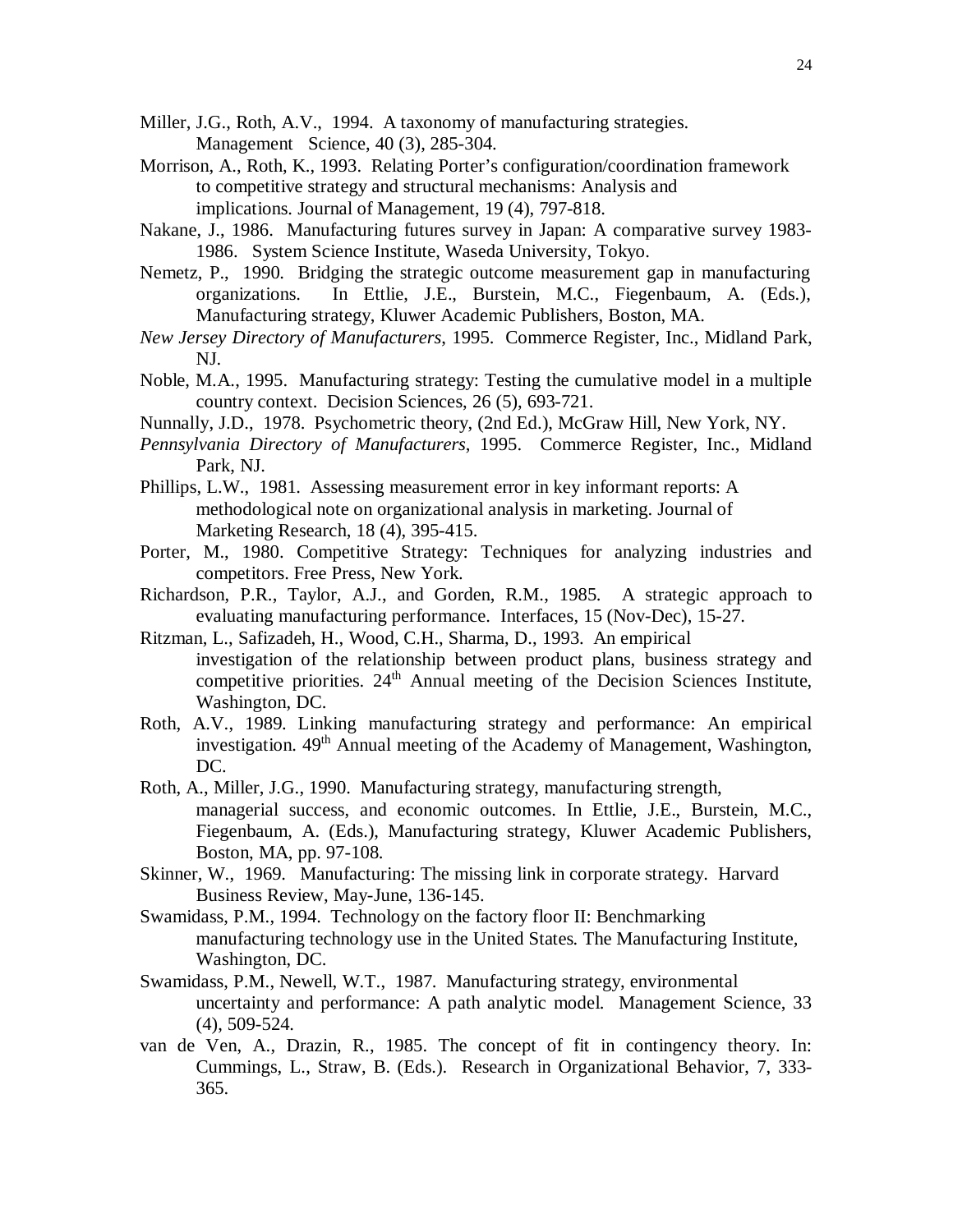Miller, J.G., Roth, A.V., 1994. A taxonomy of manufacturing strategies. Management Science, 40 (3), 285-304.

Morrison, A., Roth, K., 1993. Relating Porter's configuration/coordination framework to competitive strategy and structural mechanisms: Analysis and implications. Journal of Management, 19 (4), 797-818.

Nakane, J., 1986. Manufacturing futures survey in Japan: A comparative survey 1983-1986. System Science Institute, Waseda University, Tokyo.

Nemetz, P., 1990. Bridging the strategic outcome measurement gap in manufacturing organizations. In Ettlie, J.E., Burstein, M.C., Fiegenbaum, A. (Eds.), Manufacturing strategy, Kluwer Academic Publishers, Boston, MA.

*New Jersey Directory of Manufacturers*, 1995. Commerce Register, Inc., Midland Park, NJ.

Noble, M.A., 1995. Manufacturing strategy: Testing the cumulative model in a multiple country context. Decision Sciences, 26 (5), 693-721.

Nunnally, J.D., 1978. Psychometric theory, (2nd Ed.), McGraw Hill, New York, NY.

*Pennsylvania Directory of Manufacturers*, 1995. Commerce Register, Inc., Midland Park, NJ.

Phillips, L.W., 1981. Assessing measurement error in key informant reports: A methodological note on organizational analysis in marketing. Journal of Marketing Research, 18 (4), 395-415.

Porter, M., 1980. Competitive Strategy: Techniques for analyzing industries and competitors. Free Press, New York.

Richardson, P.R., Taylor, A.J., and Gorden, R.M., 1985. A strategic approach to evaluating manufacturing performance. Interfaces, 15 (Nov-Dec), 15-27.

Ritzman, L., Safizadeh, H., Wood, C.H., Sharma, D., 1993. An empirical investigation of the relationship between product plans, business strategy and competitive priorities. 24th Annual meeting of the Decision Sciences Institute, Washington, DC.

Roth, A.V., 1989. Linking manufacturing strategy and performance: An empirical investigation. 49th Annual meeting of the Academy of Management, Washington, DC.

Roth, A., Miller, J.G., 1990. Manufacturing strategy, manufacturing strength, managerial success, and economic outcomes. In Ettlie, J.E., Burstein, M.C., Fiegenbaum, A. (Eds.), Manufacturing strategy, Kluwer Academic Publishers, Boston, MA, pp. 97-108.

Skinner, W., 1969. Manufacturing: The missing link in corporate strategy. Harvard Business Review, May-June, 136-145.

Swamidass, P.M., 1994. Technology on the factory floor II: Benchmarking manufacturing technology use in the United States. The Manufacturing Institute, Washington, DC.

Swamidass, P.M., Newell, W.T., 1987. Manufacturing strategy, environmental uncertainty and performance: A path analytic model. Management Science, 33 (4), 509-524.

van de Ven, A., Drazin, R., 1985. The concept of fit in contingency theory. In: Cummings, L., Straw, B. (Eds.). Research in Organizational Behavior, 7, 333-365.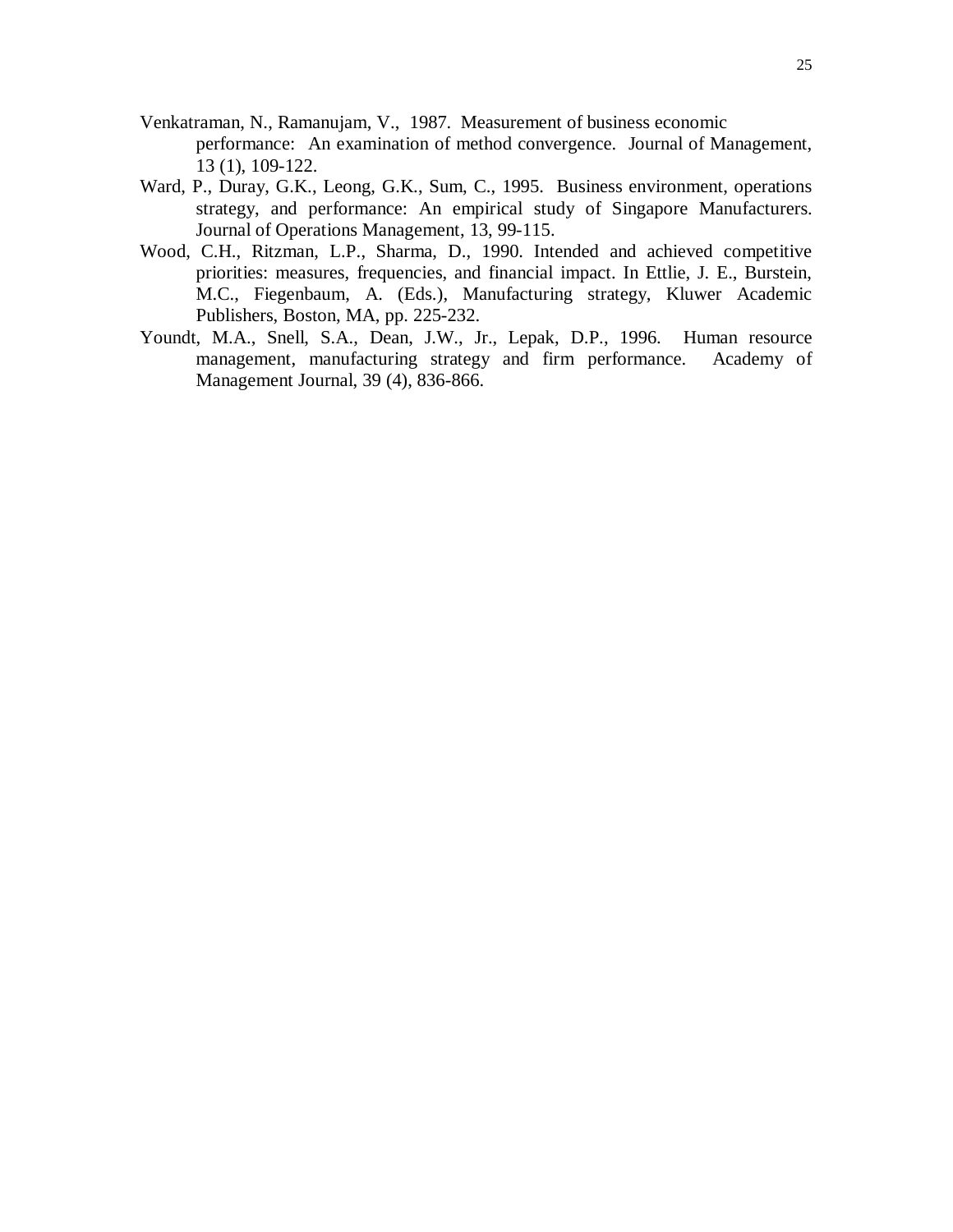Venkatraman, N., Ramanujam, V., 1987. Measurement of business economic performance: An examination of method convergence. Journal of Management, 13 (1), 109-122.

Ward, P., Duray, G.K., Leong, G.K., Sum, C., 1995. Business environment, operations strategy, and performance: An empirical study of Singapore Manufacturers. Journal of Operations Management, 13, 99-115.

Wood, C.H., Ritzman, L.P., Sharma, D., 1990. Intended and achieved competitive priorities: measures, frequencies, and financial impact. In Ettlie, J. E., Burstein, M.C., Fiegenbaum, A. (Eds.), Manufacturing strategy, Kluwer Academic Publishers, Boston, MA, pp. 225-232.

Youndt, M.A., Snell, S.A., Dean, J.W., Jr., Lepak, D.P., 1996. Human resource management, manufacturing strategy and firm performance. Academy of Management Journal, 39 (4), 836-866.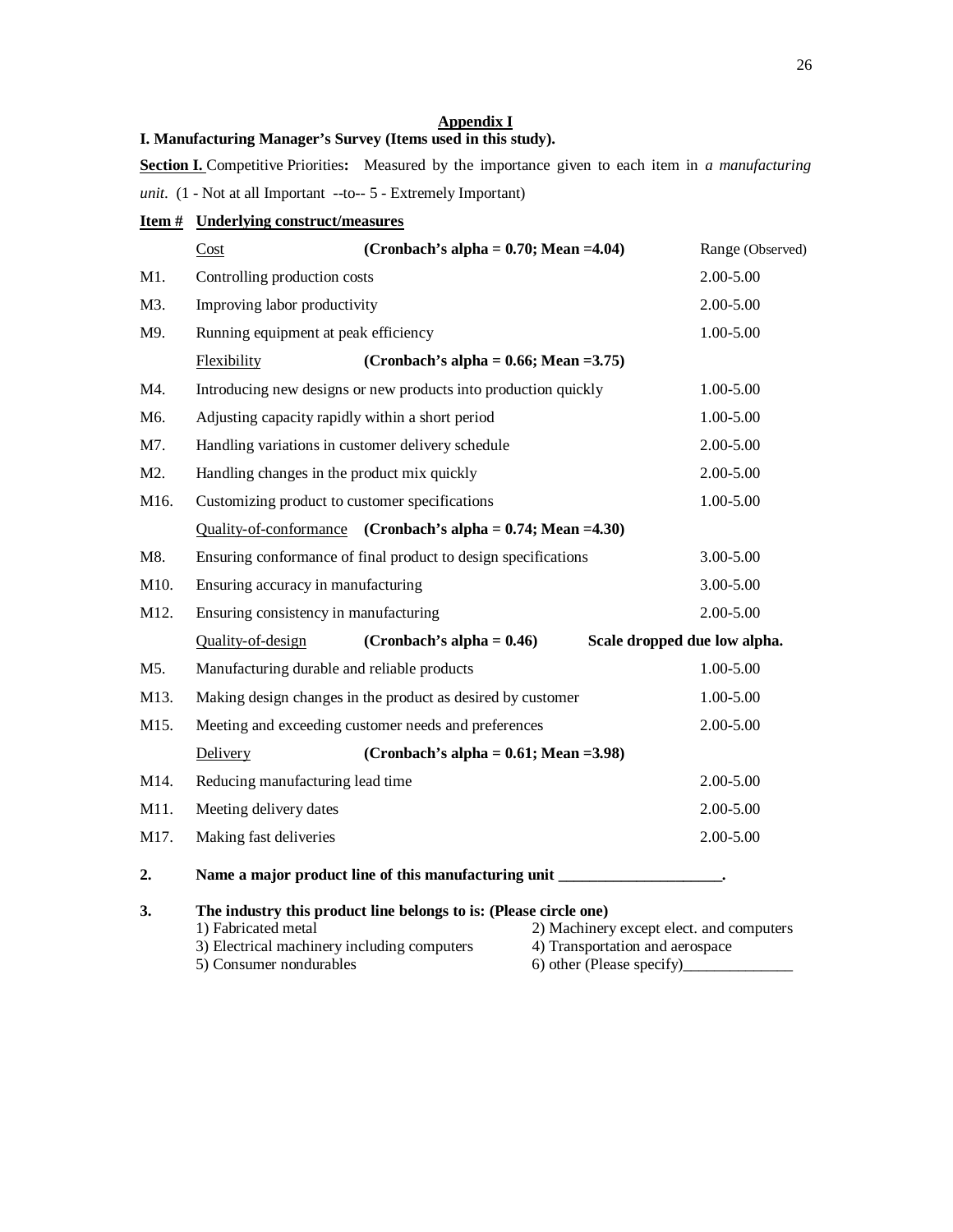## Appendix I

### I. Manufacturing Manager's Survey (Items used in this study).

**Section I.** Competitive Priorities**:** Measured by the importance given to each item in *a manufacturing unit*. (1 - Not at all Important --to-- 5 - Extremely Important)

| Item # | Underlying construct/measures | | Range (Observed) |
|---|---|---|---|
| | Cost | **(Cronbach's alpha = 0.70; Mean =4.04)** | |
| M1. | Controlling production costs | | 2.00-5.00 |
| M3. | Improving labor productivity | | 2.00-5.00 |
| M9. | Running equipment at peak efficiency | | 1.00-5.00 |
| | Flexibility | **(Cronbach's alpha = 0.66; Mean =3.75)** | |
| M4. | Introducing new designs or new products into production quickly | | 1.00-5.00 |
| M6. | Adjusting capacity rapidly within a short period | | 1.00-5.00 |
| M7. | Handling variations in customer delivery schedule | | 2.00-5.00 |
| M2. | Handling changes in the product mix quickly | | 2.00-5.00 |
| M16. | Customizing product to customer specifications | | 1.00-5.00 |
| | Quality-of-conformance | **(Cronbach's alpha = 0.74; Mean =4.30)** | |
| M8. | Ensuring conformance of final product to design specifications | | 3.00-5.00 |
| M10. | Ensuring accuracy in manufacturing | | 3.00-5.00 |
| M12. | Ensuring consistency in manufacturing | | 2.00-5.00 |
| | Quality-of-design | **(Cronbach's alpha = 0.46)** | **Scale dropped due low alpha.** |
| M5. | Manufacturing durable and reliable products | | 1.00-5.00 |
| M13. | Making design changes in the product as desired by customer | | 1.00-5.00 |
| M15. | Meeting and exceeding customer needs and preferences | | 2.00-5.00 |
| | Delivery | **(Cronbach's alpha = 0.61; Mean =3.98)** | |
| M14. | Reducing manufacturing lead time | | 2.00-5.00 |
| M11. | Meeting delivery dates | | 2.00-5.00 |
| M17. | Making fast deliveries | | 2.00-5.00 |

**2.** **Name a major product line of this manufacturing unit ____________________.**

**3.** **The industry this product line belongs to is: (Please circle one)**

1) Fabricated metal
2) Machinery except elect. and computers
3) Electrical machinery including computers
4) Transportation and aerospace
5) Consumer nondurables
6) other (Please specify)______________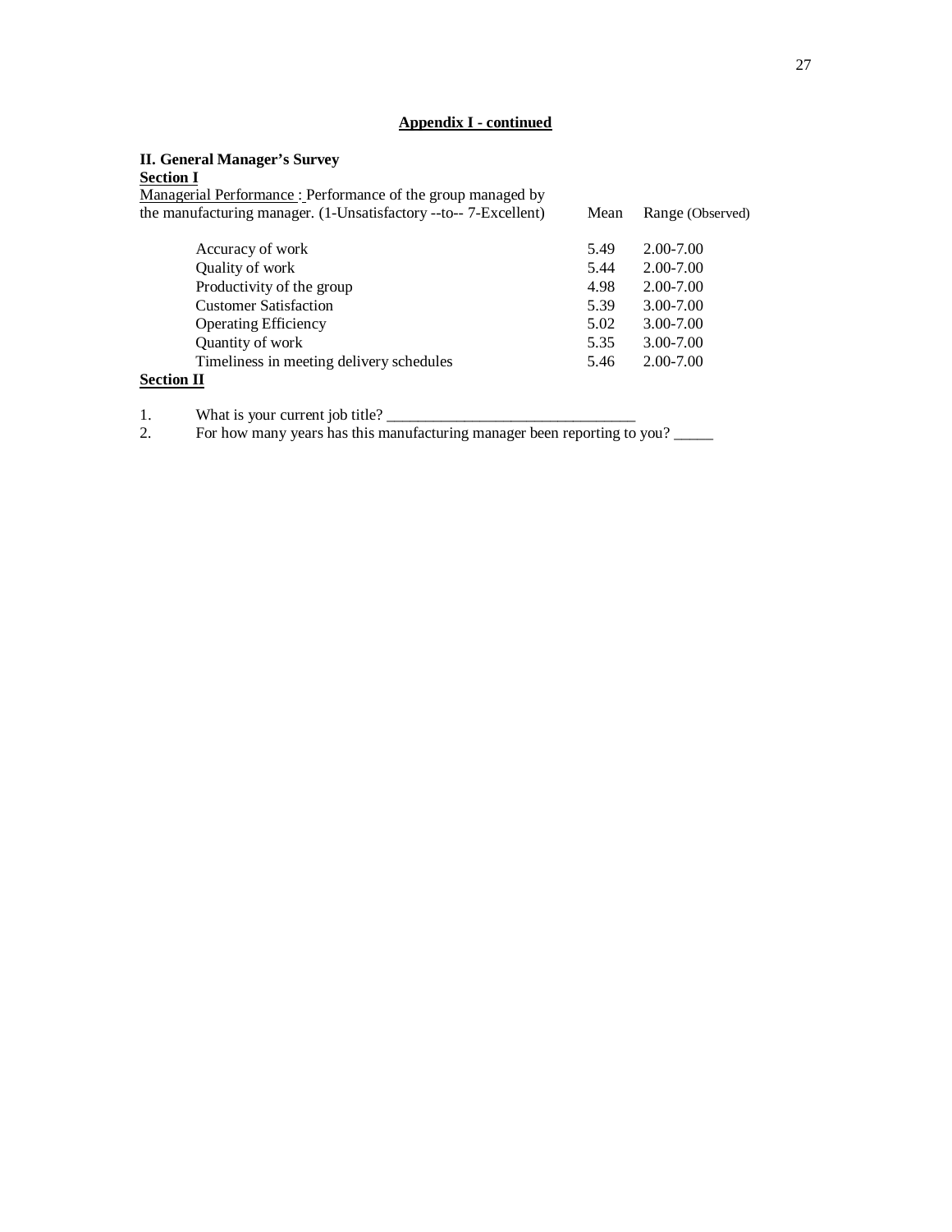## Appendix I - continued

### II. General Manager's Survey

**Section I**

| Managerial Performance : Performance of the group managed by the manufacturing manager. (1-Unsatisfactory --to-- 7-Excellent) | Mean | Range (Observed) |
|---|---|---|
| Accuracy of work | 5.49 | 2.00-7.00 |
| Quality of work | 5.44 | 2.00-7.00 |
| Productivity of the group | 4.98 | 2.00-7.00 |
| Customer Satisfaction | 5.39 | 3.00-7.00 |
| Operating Efficiency | 5.02 | 3.00-7.00 |
| Quantity of work | 5.35 | 3.00-7.00 |
| Timeliness in meeting delivery schedules | 5.46 | 2.00-7.00 |

**Section II**

1. What is your current job title? _______________________________
2. For how many years has this manufacturing manager been reporting to you? _____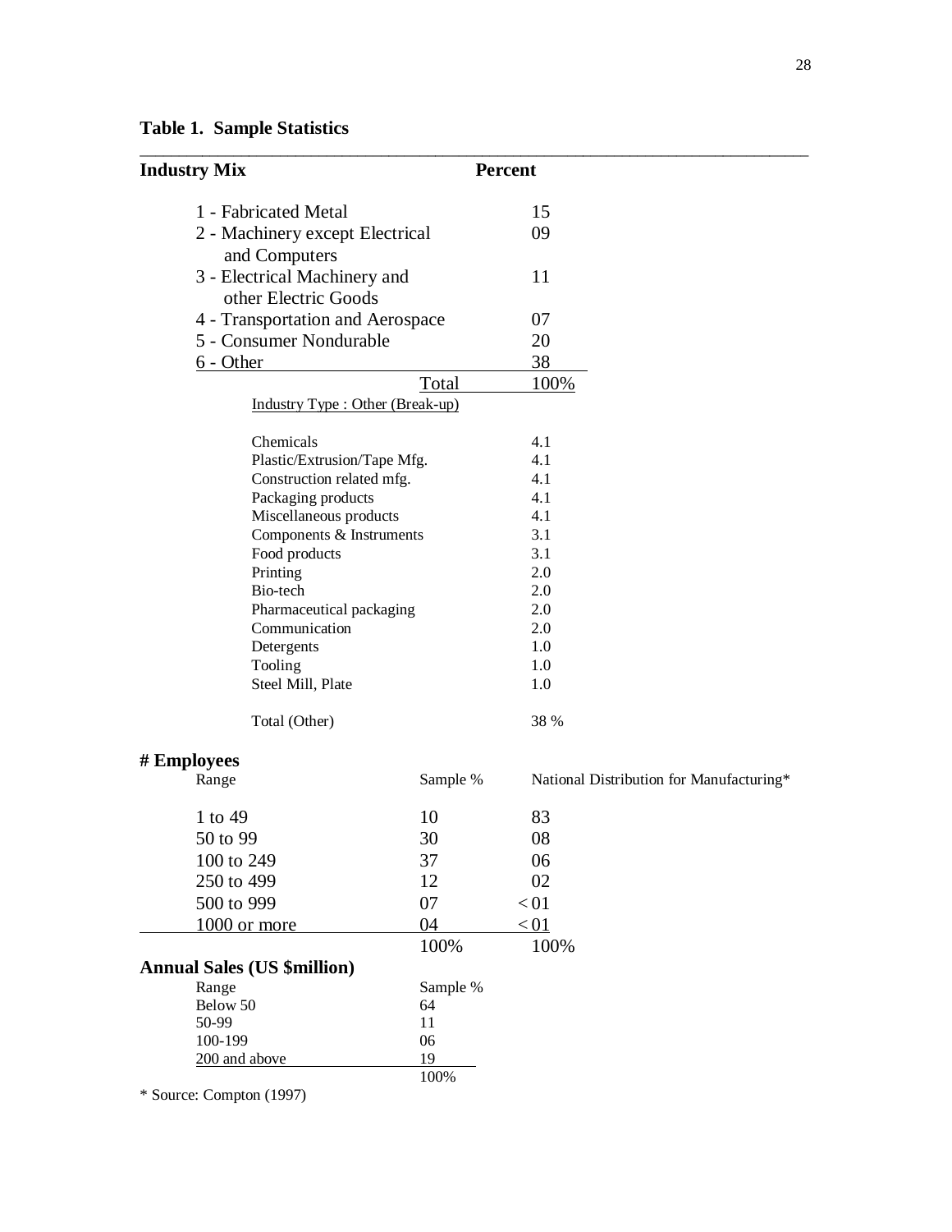**Table 1. Sample Statistics**

| Industry Mix | Percent |
|---|---|
| 1 - Fabricated Metal | 15 |
| 2 - Machinery except Electrical and Computers | 09 |
| 3 - Electrical Machinery and other Electric Goods | 11 |
| 4 - Transportation and Aerospace | 07 |
| 5 - Consumer Nondurable | 20 |
| 6 - Other | 38 |
| Total | 100% |

| Industry Type : Other (Break-up) | |
|---|---|
| Chemicals | 4.1 |
| Plastic/Extrusion/Tape Mfg. | 4.1 |
| Construction related mfg. | 4.1 |
| Packaging products | 4.1 |
| Miscellaneous products | 4.1 |
| Components & Instruments | 3.1 |
| Food products | 3.1 |
| Printing | 2.0 |
| Bio-tech | 2.0 |
| Pharmaceutical packaging | 2.0 |
| Communication | 2.0 |
| Detergents | 1.0 |
| Tooling | 1.0 |
| Steel Mill, Plate | 1.0 |
| Total (Other) | 38 % |

**# Employees**

| Range | Sample % | National Distribution for Manufacturing* |
|---|---|---|
| 1 to 49 | 10 | 83 |
| 50 to 99 | 30 | 08 |
| 100 to 249 | 37 | 06 |
| 250 to 499 | 12 | 02 |
| 500 to 999 | 07 | < 01 |
| 1000 or more | 04 | < 01 |
| | 100% | 100% |

**Annual Sales (US $million)**

| Range | Sample % |
|---|---|
| Below 50 | 64 |
| 50-99 | 11 |
| 100-199 | 06 |
| 200 and above | 19 |
| | 100% |

* Source: Compton (1997)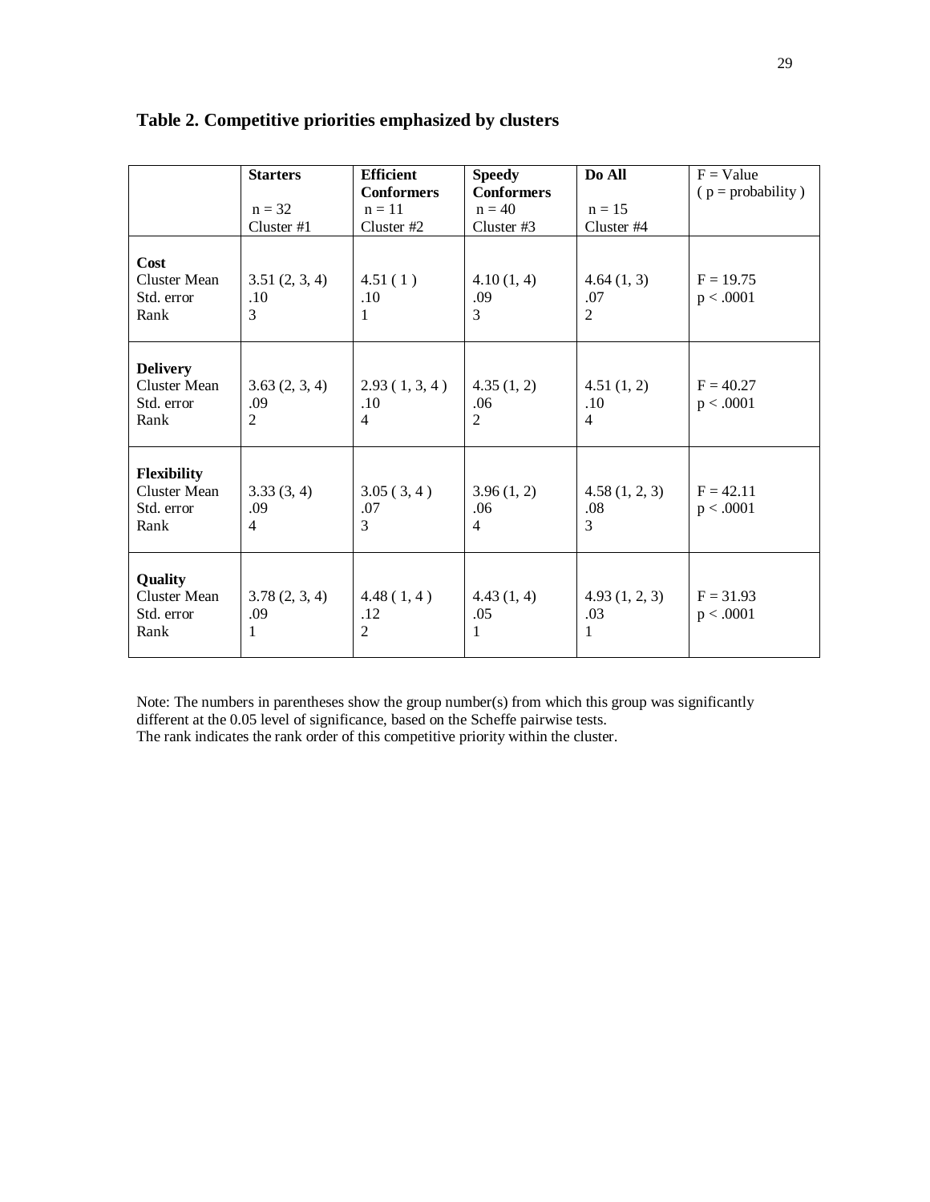**Table 2. Competitive priorities emphasized by clusters**

| | Starters<br>n = 32<br>Cluster #1 | Efficient Conformers<br>n = 11<br>Cluster #2 | Speedy Conformers<br>n = 40<br>Cluster #3 | Do All<br>n = 15<br>Cluster #4 | F = Value<br>( p = probability ) |
|---|---|---|---|---|---|
| **Cost** | | | | | |
| Cluster Mean | 3.51 (2, 3, 4) | 4.51 ( 1 ) | 4.10 (1, 4) | 4.64 (1, 3) | $F = 19.75$ |
| Std. error | .10 | .10 | .09 | .07 | $p < .0001$ |
| Rank | 3 | 1 | 3 | 2 | |
| **Delivery** | | | | | |
| Cluster Mean | 3.63 (2, 3, 4) | 2.93 ( 1, 3, 4 ) | 4.35 (1, 2) | 4.51 (1, 2) | $F = 40.27$ |
| Std. error | .09 | .10 | .06 | .10 | $p < .0001$ |
| Rank | 2 | 4 | 2 | 4 | |
| **Flexibility** | | | | | |
| Cluster Mean | 3.33 (3, 4) | 3.05 ( 3, 4 ) | 3.96 (1, 2) | 4.58 (1, 2, 3) | $F = 42.11$ |
| Std. error | .09 | .07 | .06 | .08 | $p < .0001$ |
| Rank | 4 | 3 | 4 | 3 | |
| **Quality** | | | | | |
| Cluster Mean | 3.78 (2, 3, 4) | 4.48 ( 1, 4 ) | 4.43 (1, 4) | 4.93 (1, 2, 3) | $F = 31.93$ |
| Std. error | .09 | .12 | .05 | .03 | $p < .0001$ |
| Rank | 1 | 2 | 1 | 1 | |

Note: The numbers in parentheses show the group number(s) from which this group was significantly different at the 0.05 level of significance, based on the Scheffe pairwise tests.
The rank indicates the rank order of this competitive priority within the cluster.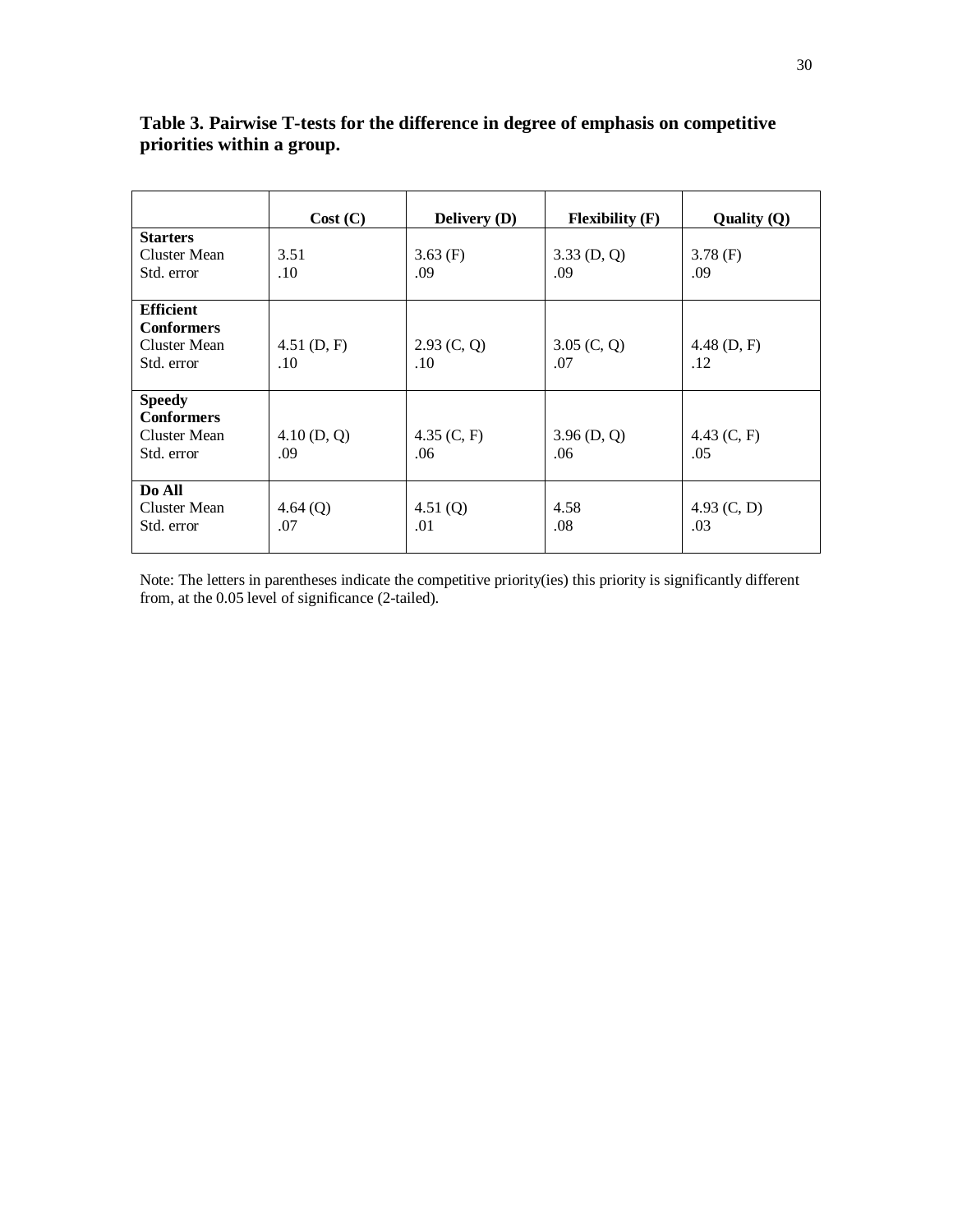**Table 3. Pairwise T-tests for the difference in degree of emphasis on competitive priorities within a group.**

| | Cost (C) | Delivery (D) | Flexibility (F) | Quality (Q) |
|---|---|---|---|---|
| **Starters** | | | | |
| Cluster Mean | 3.51 | 3.63 (F) | 3.33 (D, Q) | 3.78 (F) |
| Std. error | .10 | .09 | .09 | .09 |
| **Efficient Conformers** | | | | |
| Cluster Mean | 4.51 (D, F) | 2.93 (C, Q) | 3.05 (C, Q) | 4.48 (D, F) |
| Std. error | .10 | .10 | .07 | .12 |
| **Speedy Conformers** | | | | |
| Cluster Mean | 4.10 (D, Q) | 4.35 (C, F) | 3.96 (D, Q) | 4.43 (C, F) |
| Std. error | .09 | .06 | .06 | .05 |
| **Do All** | | | | |
| Cluster Mean | 4.64 (Q) | 4.51 (Q) | 4.58 | 4.93 (C, D) |
| Std. error | .07 | .01 | .08 | .03 |

Note: The letters in parentheses indicate the competitive priority(ies) this priority is significantly different from, at the 0.05 level of significance (2-tailed).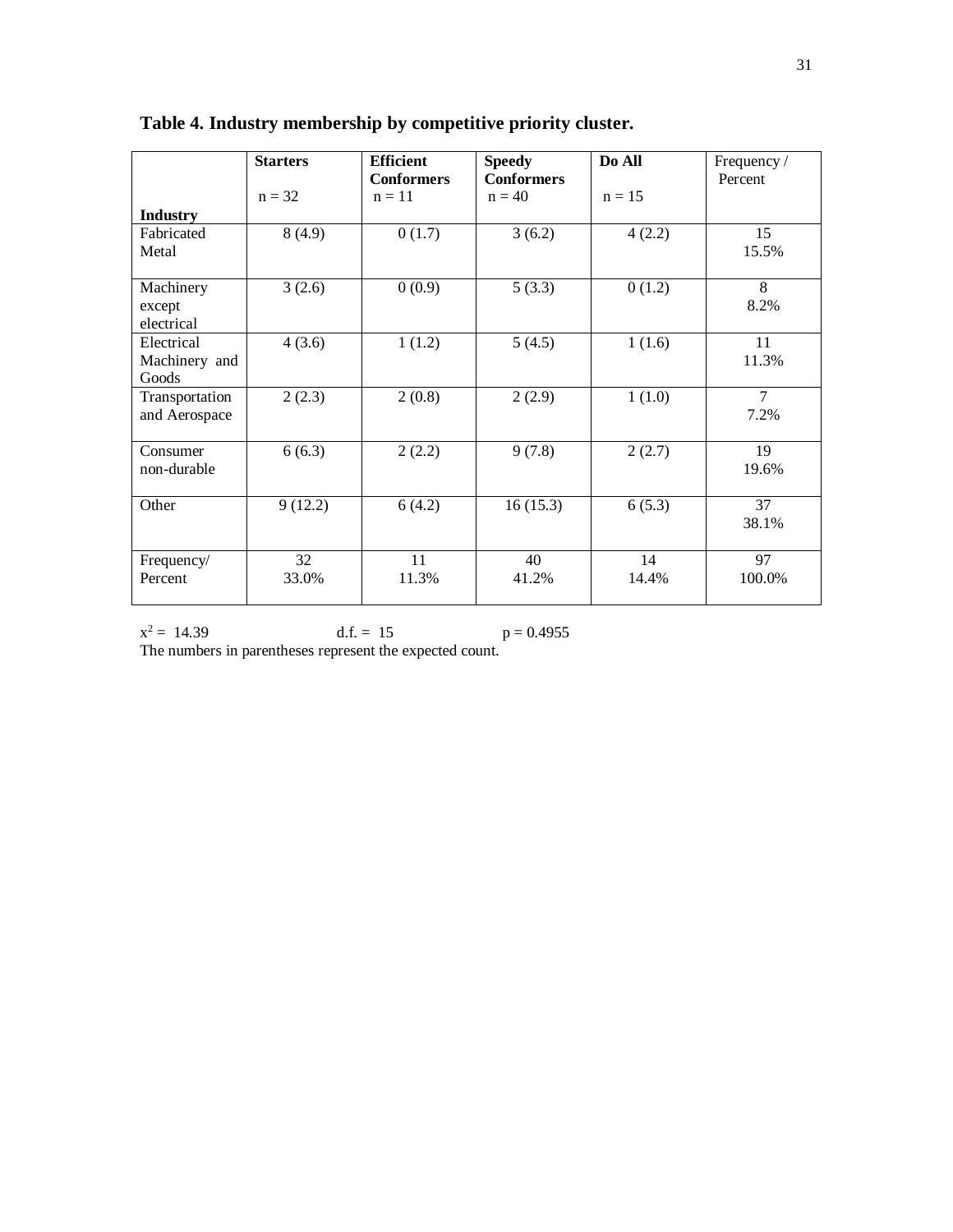**Table 4. Industry membership by competitive priority cluster.**

| Industry | **Starters** n = 32 | **Efficient Conformers** n = 11 | **Speedy Conformers** n = 40 | **Do All** n = 15 | Frequency / Percent |
|---|---|---|---|---|---|
| Fabricated Metal | 8 (4.9) | 0 (1.7) | 3 (6.2) | 4 (2.2) | 15 15.5% |
| Machinery except electrical | 3 (2.6) | 0 (0.9) | 5 (3.3) | 0 (1.2) | 8 8.2% |
| Electrical Machinery and Goods | 4 (3.6) | 1 (1.2) | 5 (4.5) | 1 (1.6) | 11 11.3% |
| Transportation and Aerospace | 2 (2.3) | 2 (0.8) | 2 (2.9) | 1 (1.0) | 7 7.2% |
| Consumer non-durable | 6 (6.3) | 2 (2.2) | 9 (7.8) | 2 (2.7) | 19 19.6% |
| Other | 9 (12.2) | 6 (4.2) | 16 (15.3) | 6 (5.3) | 37 38.1% |
| Frequency/ Percent | 32 33.0% | 11 11.3% | 40 41.2% | 14 14.4% | 97 100.0% |

$x^2 = 14.39$ d.f. = 15 $p = 0.4955$

The numbers in parentheses represent the expected count.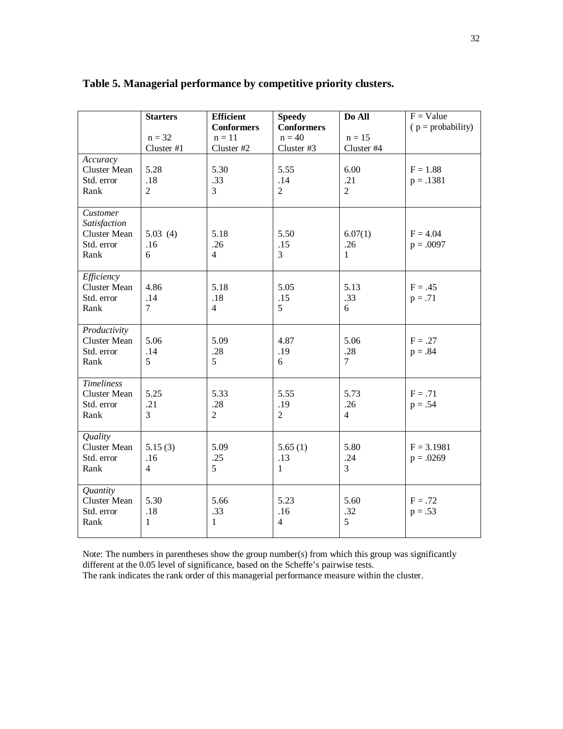**Table 5. Managerial performance by competitive priority clusters.**

| | **Starters**<br>n = 32<br>Cluster #1 | **Efficient Conformers**<br>n = 11<br>Cluster #2 | **Speedy Conformers**<br>n = 40<br>Cluster #3 | **Do All**<br>n = 15<br>Cluster #4 | F = Value<br>( p = probability) |
|---|---|---|---|---|---|
| *Accuracy* | | | | | |
| Cluster Mean | 5.28 | 5.30 | 5.55 | 6.00 | F = 1.88 |
| Std. error | .18 | .33 | .14 | .21 | p = .1381 |
| Rank | 2 | 3 | 2 | 2 | |
| *Customer Satisfaction* | | | | | |
| Cluster Mean | 5.03 (4) | 5.18 | 5.50 | 6.07(1) | F = 4.04 |
| Std. error | .16 | .26 | .15 | .26 | p = .0097 |
| Rank | 6 | 4 | 3 | 1 | |
| *Efficiency* | | | | | |
| Cluster Mean | 4.86 | 5.18 | 5.05 | 5.13 | F = .45 |
| Std. error | .14 | .18 | .15 | .33 | p = .71 |
| Rank | 7 | 4 | 5 | 6 | |
| *Productivity* | | | | | |
| Cluster Mean | 5.06 | 5.09 | 4.87 | 5.06 | F = .27 |
| Std. error | .14 | .28 | .19 | .28 | p = .84 |
| Rank | 5 | 5 | 6 | 7 | |
| *Timeliness* | | | | | |
| Cluster Mean | 5.25 | 5.33 | 5.55 | 5.73 | F = .71 |
| Std. error | .21 | .28 | .19 | .26 | p = .54 |
| Rank | 3 | 2 | 2 | 4 | |
| *Quality* | | | | | |
| Cluster Mean | 5.15 (3) | 5.09 | 5.65 (1) | 5.80 | F = 3.1981 |
| Std. error | .16 | .25 | .13 | .24 | p = .0269 |
| Rank | 4 | 5 | 1 | 3 | |
| *Quantity* | | | | | |
| Cluster Mean | 5.30 | 5.66 | 5.23 | 5.60 | F = .72 |
| Std. error | .18 | .33 | .16 | .32 | p = .53 |
| Rank | 1 | 1 | 4 | 5 | |

Note: The numbers in parentheses show the group number(s) from which this group was significantly different at the 0.05 level of significance, based on the Scheffe's pairwise tests.
The rank indicates the rank order of this managerial performance measure within the cluster.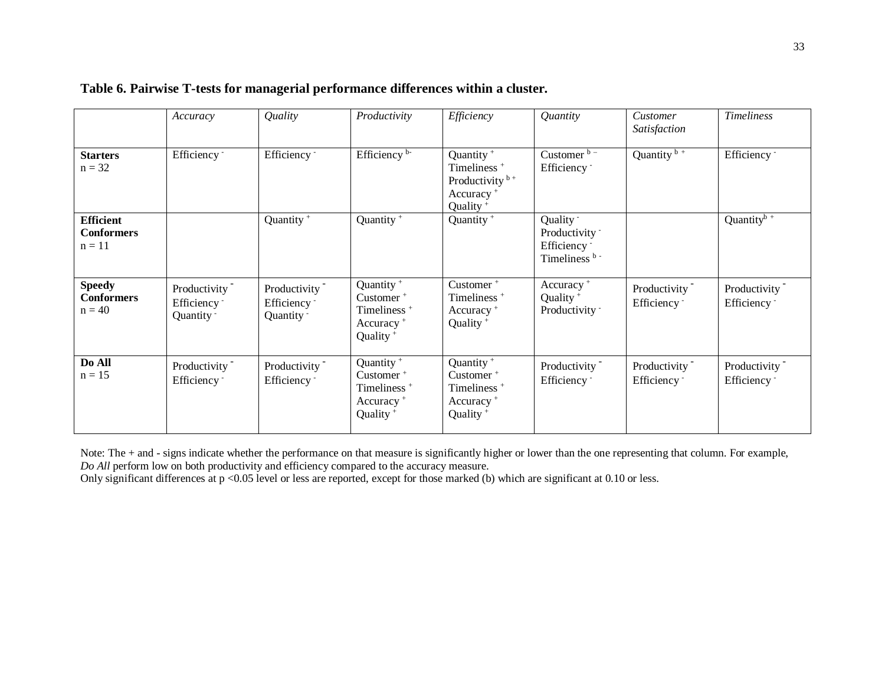**Table 6. Pairwise T-tests for managerial performance differences within a cluster.**

| | *Accuracy* | *Quality* | *Productivity* | *Efficiency* | *Quantity* | *Customer Satisfaction* | *Timeliness* |
|---|---|---|---|---|---|---|---|
| **Starters** n = 32 | Efficiency $^{-}$ | Efficiency $^{-}$ | Efficiency $^{b-}$ | Quantity $^{+}$ Timeliness $^{+}$ Productivity $^{b+}$ Accuracy $^{+}$ Quality $^{+}$ | Customer $^{b-}$ Efficiency $^{-}$ | Quantity $^{b+}$ | Efficiency $^{-}$ |
| **Efficient Conformers** n = 11 | | Quantity $^{+}$ | Quantity $^{+}$ | Quantity $^{+}$ | Quality $^{-}$ Productivity $^{-}$ Efficiency $^{-}$ Timeliness $^{b-}$ | | Quantity $^{b+}$ |
| **Speedy Conformers** n = 40 | Productivity $^{-}$ Efficiency $^{-}$ Quantity $^{-}$ | Productivity $^{-}$ Efficiency $^{-}$ Quantity $^{-}$ | Quantity $^{+}$ Customer $^{+}$ Timeliness $^{+}$ Accuracy $^{+}$ Quality $^{+}$ | Customer $^{+}$ Timeliness $^{+}$ Accuracy $^{+}$ Quality $^{+}$ | Accuracy $^{+}$ Quality $^{+}$ Productivity $^{-}$ | Productivity $^{-}$ Efficiency $^{-}$ | Productivity $^{-}$ Efficiency $^{-}$ |
| **Do All** n = 15 | Productivity $^{-}$ Efficiency $^{-}$ | Productivity $^{-}$ Efficiency $^{-}$ | Quantity $^{+}$ Customer $^{+}$ Timeliness $^{+}$ Accuracy $^{+}$ Quality $^{+}$ | Quantity $^{+}$ Customer $^{+}$ Timeliness $^{+}$ Accuracy $^{+}$ Quality $^{+}$ | Productivity $^{-}$ Efficiency $^{-}$ | Productivity $^{-}$ Efficiency $^{-}$ | Productivity $^{-}$ Efficiency $^{-}$ |

Note: The + and - signs indicate whether the performance on that measure is significantly higher or lower than the one representing that column. For example, *Do All* perform low on both productivity and efficiency compared to the accuracy measure.
Only significant differences at $p < 0.05$ level or less are reported, except for those marked (b) which are significant at 0.10 or less.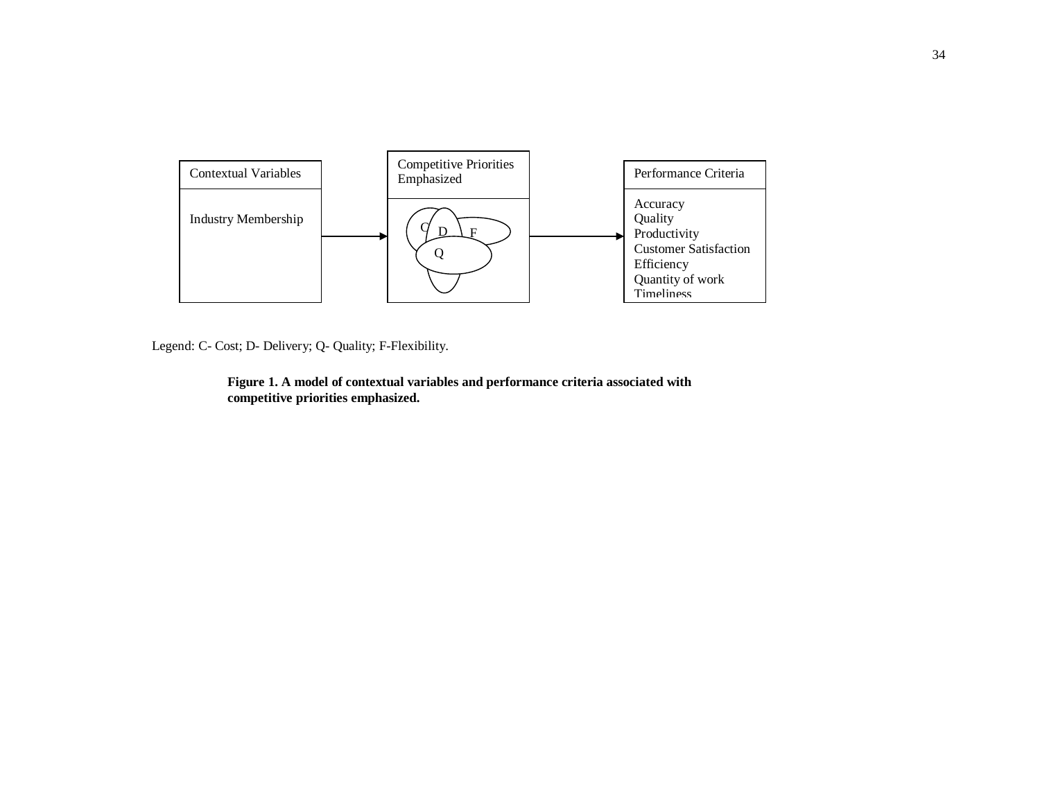Contextual Variables

Industry Membership

Competitive Priorities Emphasized

C D F Q

Performance Criteria

Accuracy
Quality
Productivity
Customer Satisfaction
Efficiency
Quantity of work
Timeliness

Legend: C- Cost; D- Delivery; Q- Quality; F-Flexibility.

**Figure 1. A model of contextual variables and performance criteria associated with competitive priorities emphasized.**